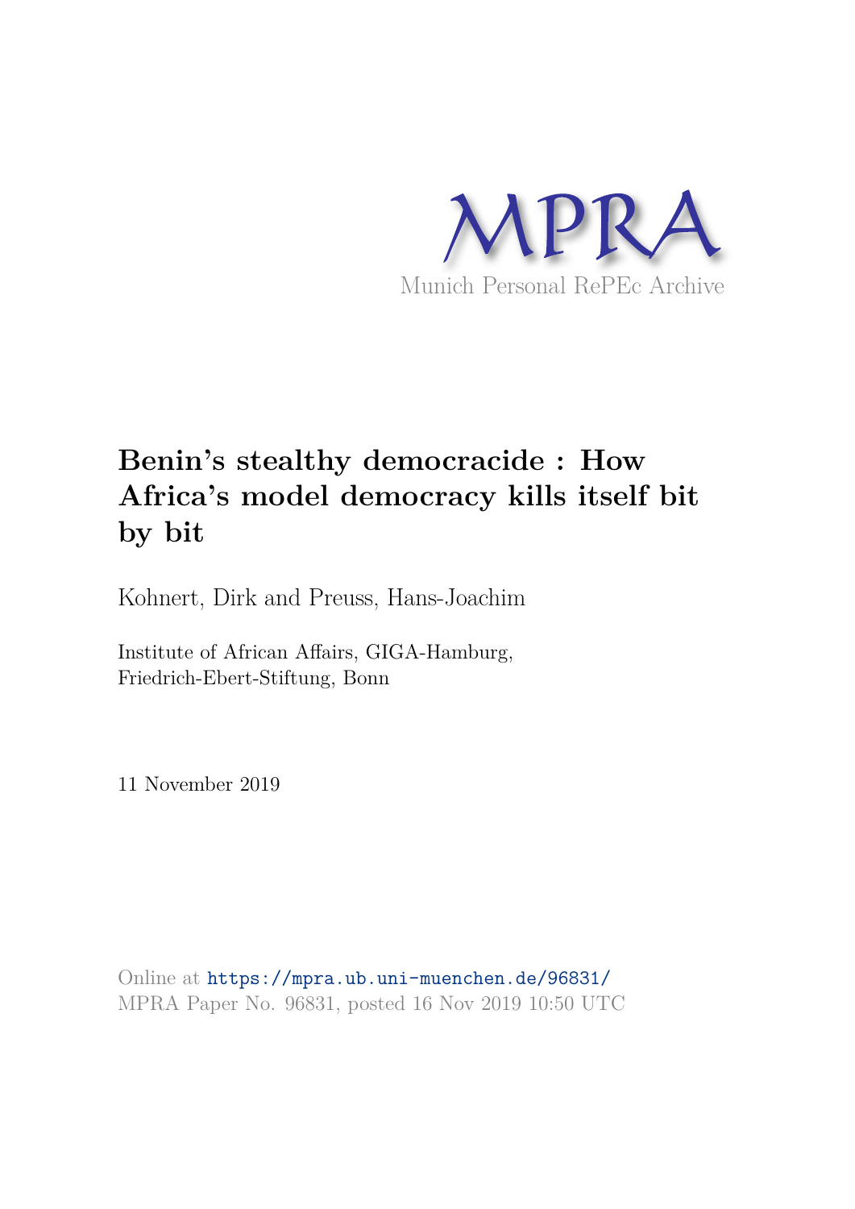MPRA

Munich Personal RePEc Archive

# Benin's stealthy democracide : How Africa's model democracy kills itself bit by bit

Kohnert, Dirk and Preuss, Hans-Joachim

Institute of African Affairs, GIGA-Hamburg, Friedrich-Ebert-Stiftung, Bonn

11 November 2019

Online at https://mpra.ub.uni-muenchen.de/96831/
MPRA Paper No. 96831, posted 16 Nov 2019 10:50 UTC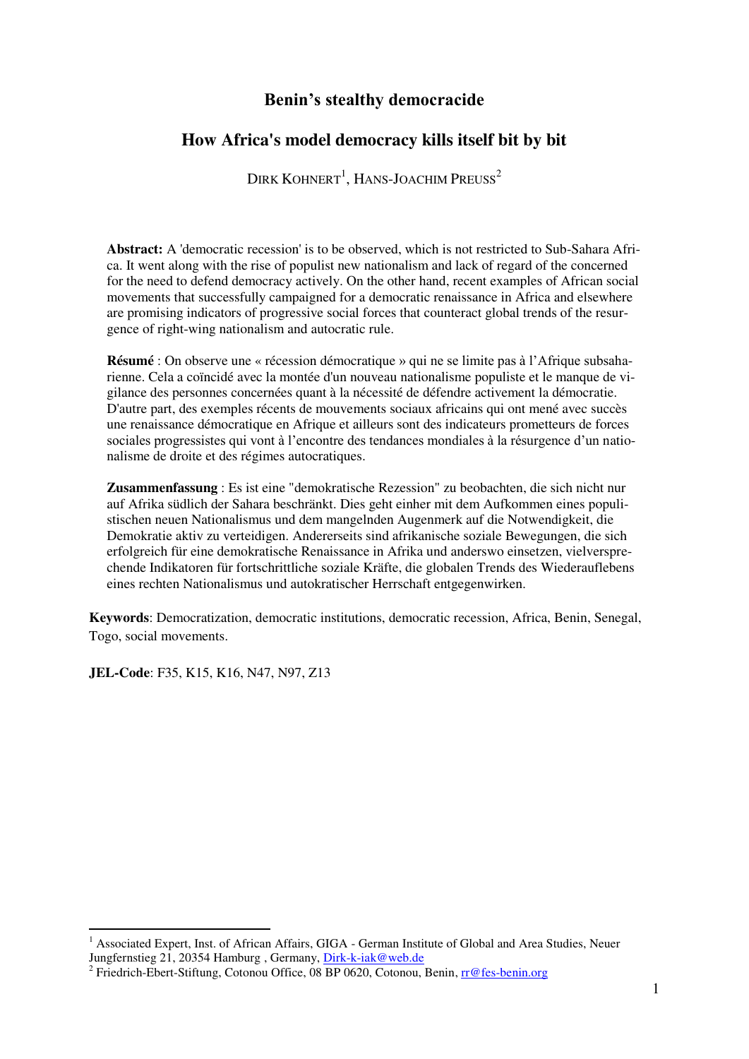# Benin's stealthy democracide

## How Africa's model democracy kills itself bit by bit

DIRK KOHNERT[1], HANS-JOACHIM PREUSS[2]

**Abstract:** A 'democratic recession' is to be observed, which is not restricted to Sub-Sahara Africa. It went along with the rise of populist new nationalism and lack of regard of the concerned for the need to defend democracy actively. On the other hand, recent examples of African social movements that successfully campaigned for a democratic renaissance in Africa and elsewhere are promising indicators of progressive social forces that counteract global trends of the resurgence of right-wing nationalism and autocratic rule.

**Résumé** : On observe une « récession démocratique » qui ne se limite pas à l'Afrique subsaharienne. Cela a coïncidé avec la montée d'un nouveau nationalisme populiste et le manque de vigilance des personnes concernées quant à la nécessité de défendre activement la démocratie. D'autre part, des exemples récents de mouvements sociaux africains qui ont mené avec succès une renaissance démocratique en Afrique et ailleurs sont des indicateurs prometteurs de forces sociales progressistes qui vont à l'encontre des tendances mondiales à la résurgence d'un nationalisme de droite et des régimes autocratiques.

**Zusammenfassung** : Es ist eine "demokratische Rezession" zu beobachten, die sich nicht nur auf Afrika südlich der Sahara beschränkt. Dies geht einher mit dem Aufkommen eines populistischen neuen Nationalismus und dem mangelnden Augenmerk auf die Notwendigkeit, die Demokratie aktiv zu verteidigen. Andererseits sind afrikanische soziale Bewegungen, die sich erfolgreich für eine demokratische Renaissance in Afrika und anderswo einsetzen, vielversprechende Indikatoren für fortschrittliche soziale Kräfte, die globalen Trends des Wiederauflebens eines rechten Nationalismus und autokratischer Herrschaft entgegenwirken.

**Keywords**: Democratization, democratic institutions, democratic recession, Africa, Benin, Senegal, Togo, social movements.

**JEL-Code**: F35, K15, K16, N47, N97, Z13

[1] Associated Expert, Inst. of African Affairs, GIGA - German Institute of Global and Area Studies, Neuer Jungfernstieg 21, 20354 Hamburg , Germany, Dirk-k-iak@web.de

[2] Friedrich-Ebert-Stiftung, Cotonou Office, 08 BP 0620, Cotonou, Benin, rr@fes-benin.org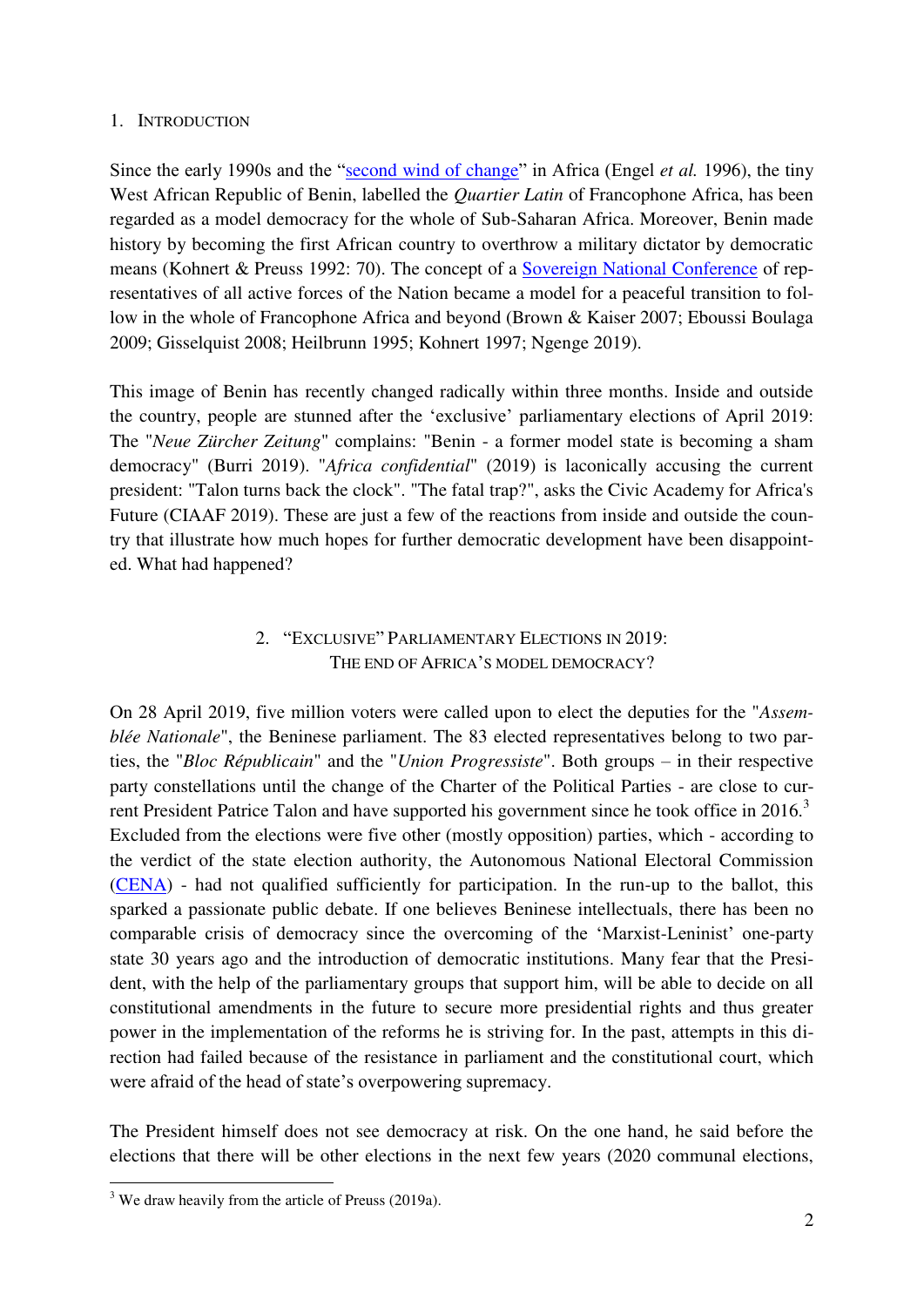## 1. Introduction

Since the early 1990s and the "second wind of change" in Africa (Engel *et al.* 1996), the tiny West African Republic of Benin, labelled the *Quartier Latin* of Francophone Africa, has been regarded as a model democracy for the whole of Sub-Saharan Africa. Moreover, Benin made history by becoming the first African country to overthrow a military dictator by democratic means (Kohnert & Preuss 1992: 70). The concept of a Sovereign National Conference of representatives of all active forces of the Nation became a model for a peaceful transition to follow in the whole of Francophone Africa and beyond (Brown & Kaiser 2007; Eboussi Boulaga 2009; Gisselquist 2008; Heilbrunn 1995; Kohnert 1997; Ngenge 2019).

This image of Benin has recently changed radically within three months. Inside and outside the country, people are stunned after the 'exclusive' parliamentary elections of April 2019: The "*Neue Zürcher Zeitung*" complains: "Benin - a former model state is becoming a sham democracy" (Burri 2019). "*Africa confidential*" (2019) is laconically accusing the current president: "Talon turns back the clock". "The fatal trap?", asks the Civic Academy for Africa's Future (CIAAF 2019). These are just a few of the reactions from inside and outside the country that illustrate how much hopes for further democratic development have been disappointed. What had happened?

## 2. "Exclusive" Parliamentary Elections in 2019: The End of Africa's Model Democracy?

On 28 April 2019, five million voters were called upon to elect the deputies for the "*Assemblée Nationale*", the Beninese parliament. The 83 elected representatives belong to two parties, the "*Bloc Républicain*" and the "*Union Progressiste*". Both groups – in their respective party constellations until the change of the Charter of the Political Parties - are close to current President Patrice Talon and have supported his government since he took office in 2016.[3] Excluded from the elections were five other (mostly opposition) parties, which - according to the verdict of the state election authority, the Autonomous National Electoral Commission (CENA) - had not qualified sufficiently for participation. In the run-up to the ballot, this sparked a passionate public debate. If one believes Beninese intellectuals, there has been no comparable crisis of democracy since the overcoming of the 'Marxist-Leninist' one-party state 30 years ago and the introduction of democratic institutions. Many fear that the President, with the help of the parliamentary groups that support him, will be able to decide on all constitutional amendments in the future to secure more presidential rights and thus greater power in the implementation of the reforms he is striving for. In the past, attempts in this direction had failed because of the resistance in parliament and the constitutional court, which were afraid of the head of state's overpowering supremacy.

The President himself does not see democracy at risk. On the one hand, he said before the elections that there will be other elections in the next few years (2020 communal elections,

[3] We draw heavily from the article of Preuss (2019a).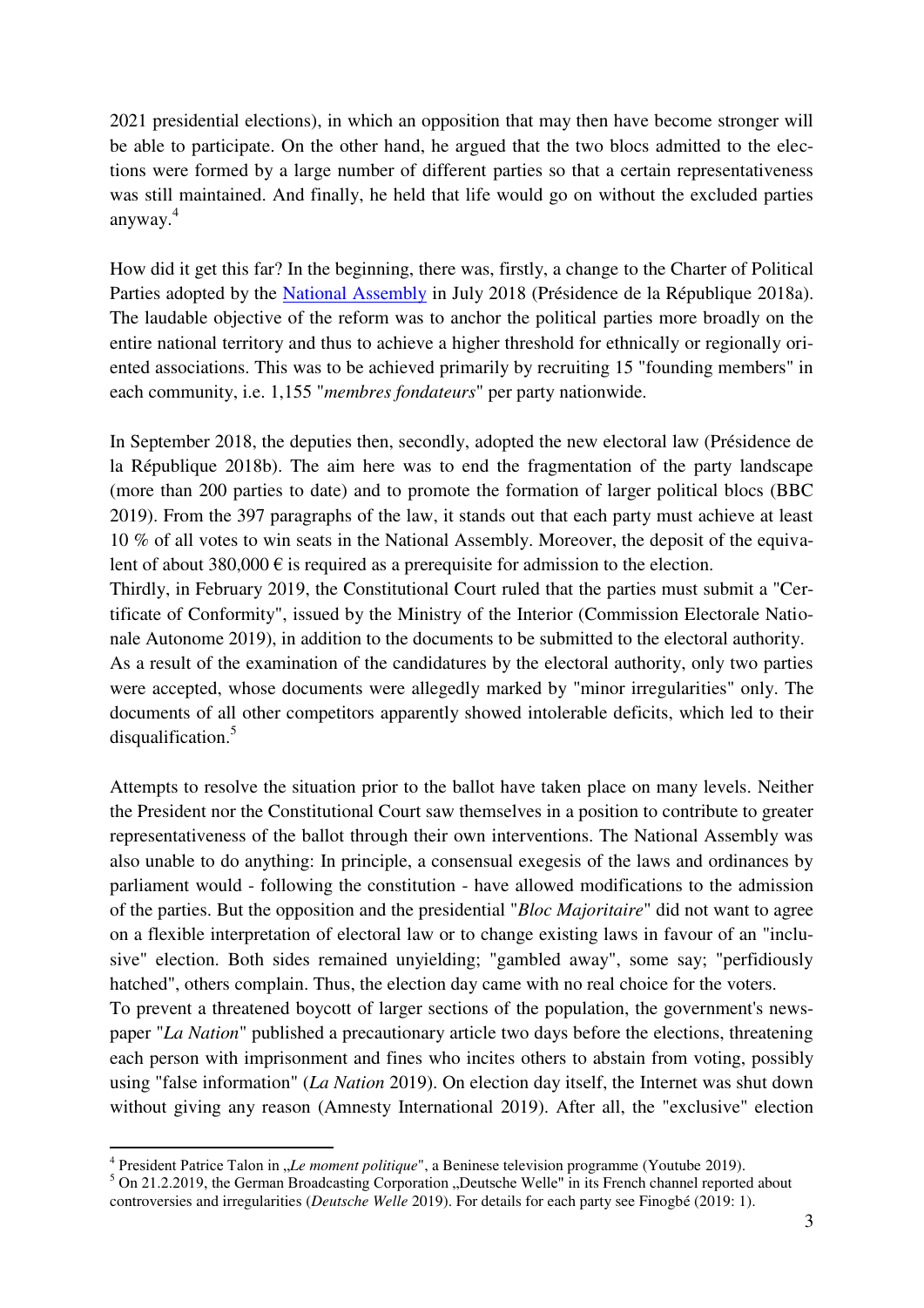2021 presidential elections), in which an opposition that may then have become stronger will be able to participate. On the other hand, he argued that the two blocs admitted to the elections were formed by a large number of different parties so that a certain representativeness was still maintained. And finally, he held that life would go on without the excluded parties anyway.[4]

How did it get this far? In the beginning, there was, firstly, a change to the Charter of Political Parties adopted by the National Assembly in July 2018 (Présidence de la République 2018a). The laudable objective of the reform was to anchor the political parties more broadly on the entire national territory and thus to achieve a higher threshold for ethnically or regionally oriented associations. This was to be achieved primarily by recruiting 15 "founding members" in each community, i.e. 1,155 "*membres fondateurs*" per party nationwide.

In September 2018, the deputies then, secondly, adopted the new electoral law (Présidence de la République 2018b). The aim here was to end the fragmentation of the party landscape (more than 200 parties to date) and to promote the formation of larger political blocs (BBC 2019). From the 397 paragraphs of the law, it stands out that each party must achieve at least 10 % of all votes to win seats in the National Assembly. Moreover, the deposit of the equivalent of about 380,000 € is required as a prerequisite for admission to the election.

Thirdly, in February 2019, the Constitutional Court ruled that the parties must submit a "Certificate of Conformity", issued by the Ministry of the Interior (Commission Electorale Nationale Autonome 2019), in addition to the documents to be submitted to the electoral authority.

As a result of the examination of the candidatures by the electoral authority, only two parties were accepted, whose documents were allegedly marked by "minor irregularities" only. The documents of all other competitors apparently showed intolerable deficits, which led to their disqualification.[5]

Attempts to resolve the situation prior to the ballot have taken place on many levels. Neither the President nor the Constitutional Court saw themselves in a position to contribute to greater representativeness of the ballot through their own interventions. The National Assembly was also unable to do anything: In principle, a consensual exegesis of the laws and ordinances by parliament would - following the constitution - have allowed modifications to the admission of the parties. But the opposition and the presidential "*Bloc Majoritaire*" did not want to agree on a flexible interpretation of electoral law or to change existing laws in favour of an "inclusive" election. Both sides remained unyielding; "gambled away", some say; "perfidiously hatched", others complain. Thus, the election day came with no real choice for the voters.

To prevent a threatened boycott of larger sections of the population, the government's newspaper "*La Nation*" published a precautionary article two days before the elections, threatening each person with imprisonment and fines who incites others to abstain from voting, possibly using "false information" (*La Nation* 2019). On election day itself, the Internet was shut down without giving any reason (Amnesty International 2019). After all, the "exclusive" election

---

[4] President Patrice Talon in „*Le moment politique*", a Beninese television programme (Youtube 2019).

[5] On 21.2.2019, the German Broadcasting Corporation „Deutsche Welle" in its French channel reported about controversies and irregularities (*Deutsche Welle* 2019). For details for each party see Finogbé (2019: 1).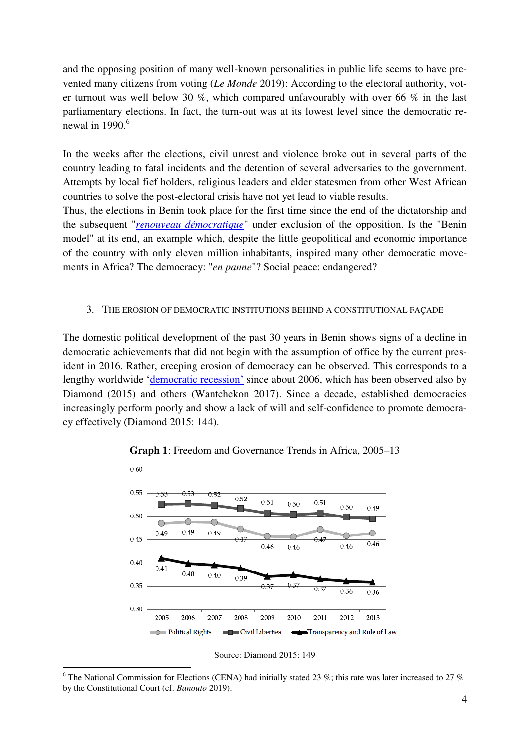and the opposing position of many well-known personalities in public life seems to have prevented many citizens from voting (*Le Monde* 2019): According to the electoral authority, voter turnout was well below 30 %, which compared unfavourably with over 66 % in the last parliamentary elections. In fact, the turn-out was at its lowest level since the democratic renewal in 1990.[6]

In the weeks after the elections, civil unrest and violence broke out in several parts of the country leading to fatal incidents and the detention of several adversaries to the government. Attempts by local fief holders, religious leaders and elder statesmen from other West African countries to solve the post-electoral crisis have not yet lead to viable results.

Thus, the elections in Benin took place for the first time since the end of the dictatorship and the subsequent "*renouveau démocratique*" under exclusion of the opposition. Is the "Benin model" at its end, an example which, despite the little geopolitical and economic importance of the country with only eleven million inhabitants, inspired many other democratic movements in Africa? The democracy: "*en panne*"? Social peace: endangered?

## 3. The Erosion of Democratic Institutions Behind a Constitutional Façade

The domestic political development of the past 30 years in Benin shows signs of a decline in democratic achievements that did not begin with the assumption of office by the current president in 2016. Rather, creeping erosion of democracy can be observed. This corresponds to a lengthy worldwide 'democratic recession' since about 2006, which has been observed also by Diamond (2015) and others (Wantchekon 2017). Since a decade, established democracies increasingly perform poorly and show a lack of will and self-confidence to promote democracy effectively (Diamond 2015: 144).

**Graph 1**: Freedom and Governance Trends in Africa, 2005–13

| | 2005 | 2006 | 2007 | 2008 | 2009 | 2010 | 2011 | 2012 | 2013 |
|---|---|---|---|---|---|---|---|---|---|
| Political Rights | 0.49 | 0.49 | 0.49 | 0.47 | 0.46 | 0.46 | 0.47 | 0.46 | 0.46 |
| Civil Liberties | 0.53 | 0.53 | 0.52 | 0.52 | 0.51 | 0.50 | 0.51 | 0.50 | 0.49 |
| Transparency and Rule of Law | 0.41 | 0.40 | 0.40 | 0.39 | 0.37 | 0.37 | 0.37 | 0.36 | 0.36 |

Source: Diamond 2015: 149

[6] The National Commission for Elections (CENA) had initially stated 23 %; this rate was later increased to 27 % by the Constitutional Court (cf. *Banouto* 2019).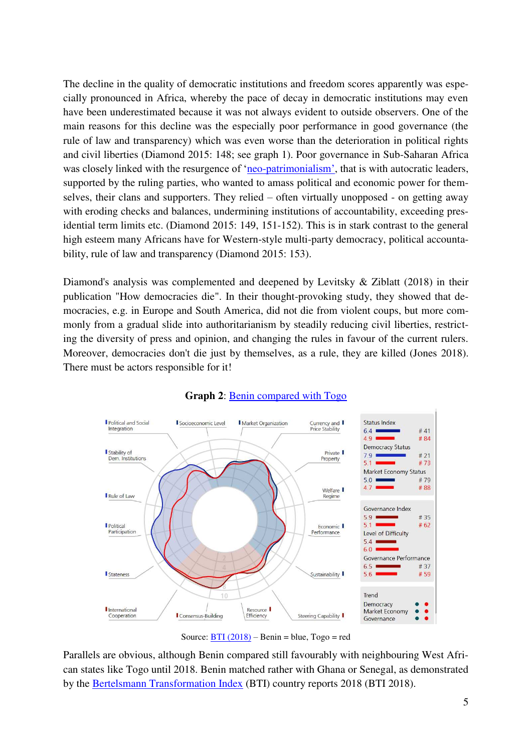The decline in the quality of democratic institutions and freedom scores apparently was especially pronounced in Africa, whereby the pace of decay in democratic institutions may even have been underestimated because it was not always evident to outside observers. One of the main reasons for this decline was the especially poor performance in good governance (the rule of law and transparency) which was even worse than the deterioration in political rights and civil liberties (Diamond 2015: 148; see graph 1). Poor governance in Sub-Saharan Africa was closely linked with the resurgence of 'neo-patrimonialism', that is with autocratic leaders, supported by the ruling parties, who wanted to amass political and economic power for themselves, their clans and supporters. They relied – often virtually unopposed - on getting away with eroding checks and balances, undermining institutions of accountability, exceeding presidential term limits etc. (Diamond 2015: 149, 151-152). This is in stark contrast to the general high esteem many Africans have for Western-style multi-party democracy, political accountability, rule of law and transparency (Diamond 2015: 153).

Diamond's analysis was complemented and deepened by Levitsky & Ziblatt (2018) in their publication "How democracies die". In their thought-provoking study, they showed that democracies, e.g. in Europe and South America, did not die from violent coups, but more commonly from a gradual slide into authoritarianism by steadily reducing civil liberties, restricting the diversity of press and opinion, and changing the rules in favour of the current rulers. Moreover, democracies don't die just by themselves, as a rule, they are killed (Jones 2018). There must be actors responsible for it!

**Graph 2**: Benin compared with Togo

| | Benin (blue) | Rank | Togo (red) | Rank |
|---|---|---|---|---|
| Status Index | 6.4 | # 41 | 4.9 | # 84 |
| Democracy Status | 7.9 | # 21 | 5.1 | # 73 |
| Market Economy Status | 5.0 | # 79 | 4.7 | # 88 |
| Governance Index | 5.9 | # 35 | 5.1 | # 62 |
| Level of Difficulty | 5.4 | | 6.0 | |
| Governance Performance | 6.5 | # 37 | 5.6 | # 59 |

Source: BTI (2018) – Benin = blue, Togo = red

Parallels are obvious, although Benin compared still favourably with neighbouring West African states like Togo until 2018. Benin matched rather with Ghana or Senegal, as demonstrated by the Bertelsmann Transformation Index (BTI) country reports 2018 (BTI 2018).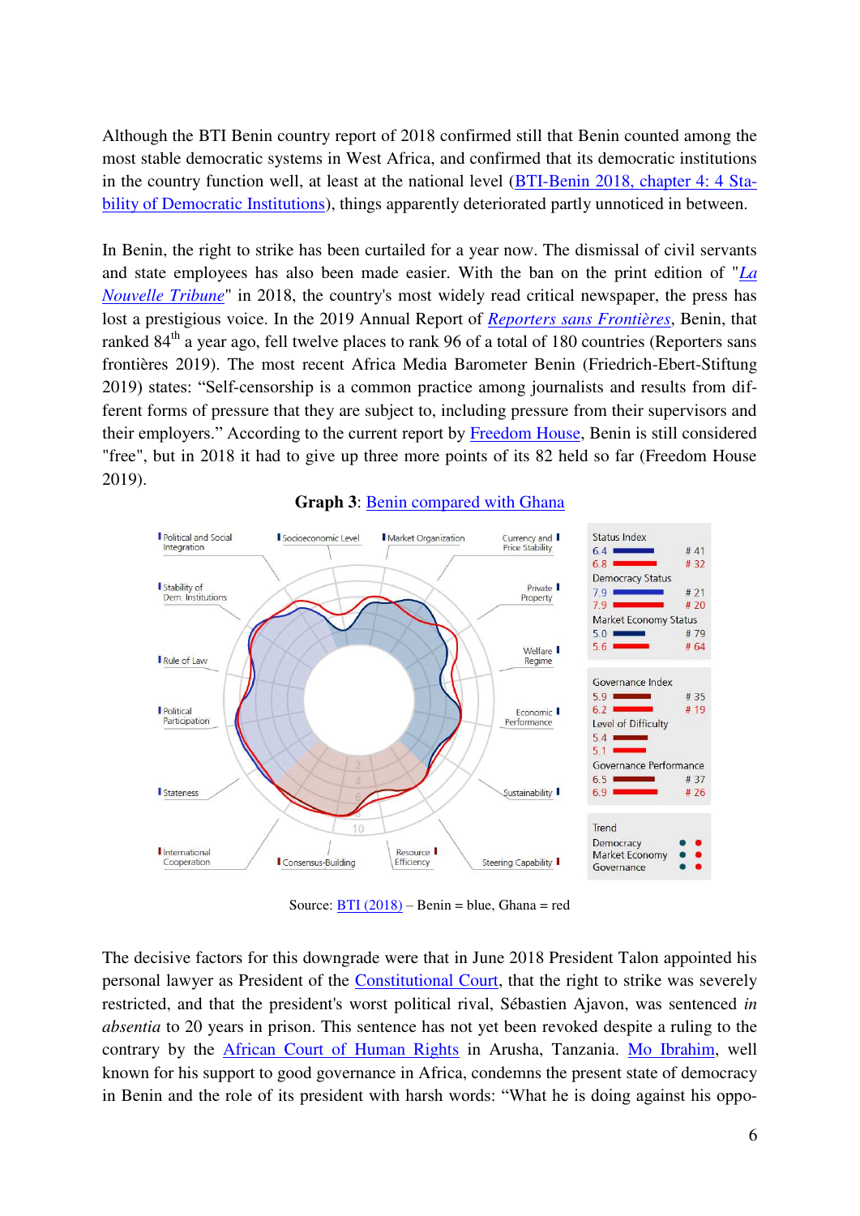Although the BTI Benin country report of 2018 confirmed still that Benin counted among the most stable democratic systems in West Africa, and confirmed that its democratic institutions in the country function well, at least at the national level (BTI-Benin 2018, chapter 4: 4 Stability of Democratic Institutions), things apparently deteriorated partly unnoticed in between.

In Benin, the right to strike has been curtailed for a year now. The dismissal of civil servants and state employees has also been made easier. With the ban on the print edition of "*La Nouvelle Tribune*" in 2018, the country's most widely read critical newspaper, the press has lost a prestigious voice. In the 2019 Annual Report of *Reporters sans Frontières*, Benin, that ranked 84th a year ago, fell twelve places to rank 96 of a total of 180 countries (Reporters sans frontières 2019). The most recent Africa Media Barometer Benin (Friedrich-Ebert-Stiftung 2019) states: "Self-censorship is a common practice among journalists and results from different forms of pressure that they are subject to, including pressure from their supervisors and their employers." According to the current report by Freedom House, Benin is still considered "free", but in 2018 it had to give up three more points of its 82 held so far (Freedom House 2019).

**Graph 3**: Benin compared with Ghana

| | Benin | Rank | Ghana | Rank |
|---|---|---|---|---|
| Status Index | 6.4 | # 41 | 6.8 | # 32 |
| Democracy Status | 7.9 | # 21 | 7.9 | # 20 |
| Market Economy Status | 5.0 | # 79 | 5.6 | # 64 |
| Governance Index | 5.9 | # 35 | 6.2 | # 19 |
| Level of Difficulty | 5.4 | | 5.1 | |
| Governance Performance | 6.5 | # 37 | 6.9 | # 26 |

Source: BTI (2018) – Benin = blue, Ghana = red

The decisive factors for this downgrade were that in June 2018 President Talon appointed his personal lawyer as President of the Constitutional Court, that the right to strike was severely restricted, and that the president's worst political rival, Sébastien Ajavon, was sentenced *in absentia* to 20 years in prison. This sentence has not yet been revoked despite a ruling to the contrary by the African Court of Human Rights in Arusha, Tanzania. Mo Ibrahim, well known for his support to good governance in Africa, condemns the present state of democracy in Benin and the role of its president with harsh words: "What he is doing against his oppo-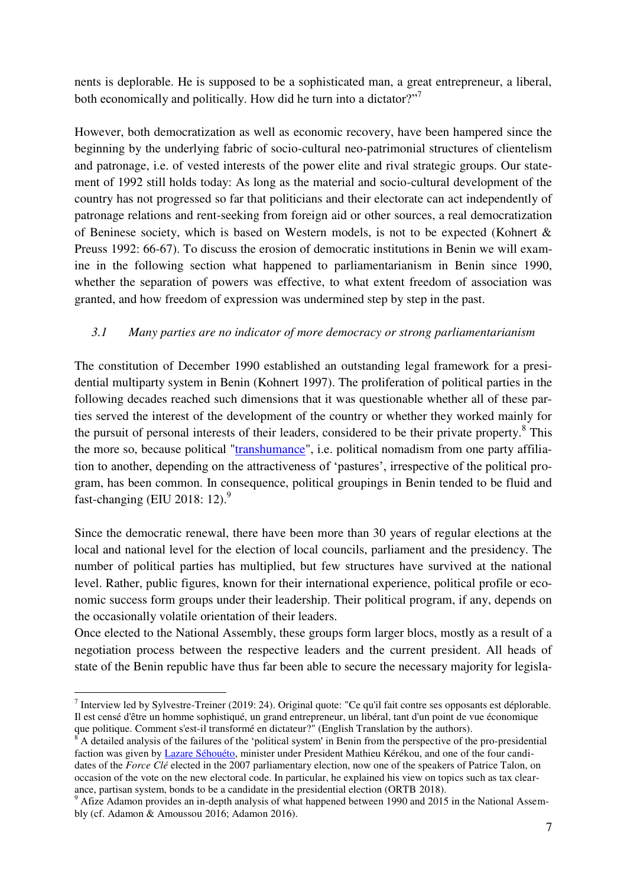nents is deplorable. He is supposed to be a sophisticated man, a great entrepreneur, a liberal, both economically and politically. How did he turn into a dictator?"[7]

However, both democratization as well as economic recovery, have been hampered since the beginning by the underlying fabric of socio-cultural neo-patrimonial structures of clientelism and patronage, i.e. of vested interests of the power elite and rival strategic groups. Our statement of 1992 still holds today: As long as the material and socio-cultural development of the country has not progressed so far that politicians and their electorate can act independently of patronage relations and rent-seeking from foreign aid or other sources, a real democratization of Beninese society, which is based on Western models, is not to be expected (Kohnert & Preuss 1992: 66-67). To discuss the erosion of democratic institutions in Benin we will examine in the following section what happened to parliamentarianism in Benin since 1990, whether the separation of powers was effective, to what extent freedom of association was granted, and how freedom of expression was undermined step by step in the past.

### *3.1 Many parties are no indicator of more democracy or strong parliamentarianism*

The constitution of December 1990 established an outstanding legal framework for a presidential multiparty system in Benin (Kohnert 1997). The proliferation of political parties in the following decades reached such dimensions that it was questionable whether all of these parties served the interest of the development of the country or whether they worked mainly for the pursuit of personal interests of their leaders, considered to be their private property.[8] This the more so, because political "transhumance", i.e. political nomadism from one party affiliation to another, depending on the attractiveness of 'pastures', irrespective of the political program, has been common. In consequence, political groupings in Benin tended to be fluid and fast-changing (EIU 2018: 12).[9]

Since the democratic renewal, there have been more than 30 years of regular elections at the local and national level for the election of local councils, parliament and the presidency. The number of political parties has multiplied, but few structures have survived at the national level. Rather, public figures, known for their international experience, political profile or economic success form groups under their leadership. Their political program, if any, depends on the occasionally volatile orientation of their leaders.

Once elected to the National Assembly, these groups form larger blocs, mostly as a result of a negotiation process between the respective leaders and the current president. All heads of state of the Benin republic have thus far been able to secure the necessary majority for legisla-

---

[7] Interview led by Sylvestre-Treiner (2019: 24). Original quote: "Ce qu'il fait contre ses opposants est déplorable. Il est censé d'être un homme sophistiqué, un grand entrepreneur, un libéral, tant d'un point de vue économique que politique. Comment s'est-il transformé en dictateur?" (English Translation by the authors).

[8] A detailed analysis of the failures of the 'political system' in Benin from the perspective of the pro-presidential faction was given by Lazare Séhouéto, minister under President Mathieu Kérékou, and one of the four candidates of the *Force Clé* elected in the 2007 parliamentary election, now one of the speakers of Patrice Talon, on occasion of the vote on the new electoral code. In particular, he explained his view on topics such as tax clearance, partisan system, bonds to be a candidate in the presidential election (ORTB 2018).

[9] Afize Adamon provides an in-depth analysis of what happened between 1990 and 2015 in the National Assembly (cf. Adamon & Amoussou 2016; Adamon 2016).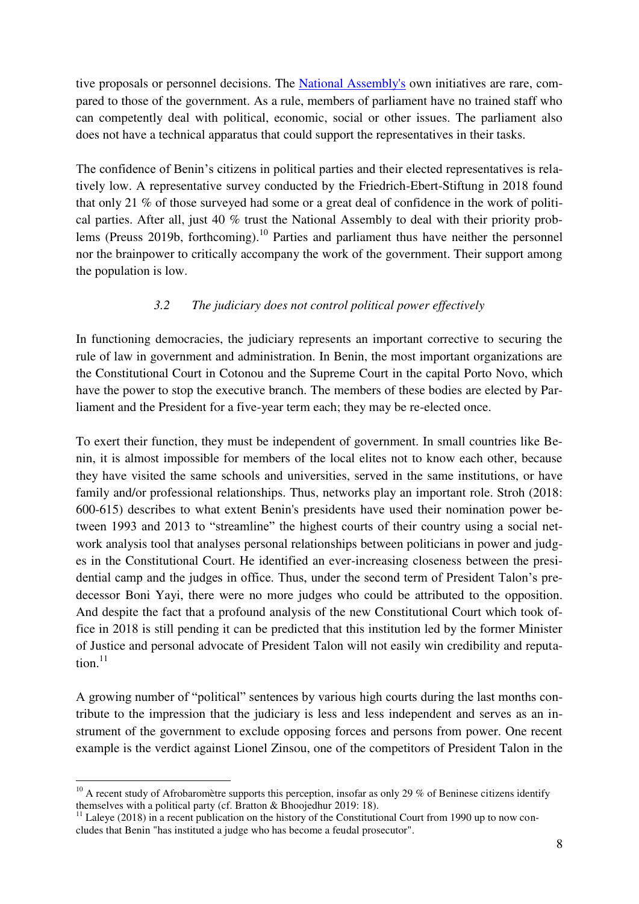tive proposals or personnel decisions. The [National Assembly's](#) own initiatives are rare, compared to those of the government. As a rule, members of parliament have no trained staff who can competently deal with political, economic, social or other issues. The parliament also does not have a technical apparatus that could support the representatives in their tasks.

The confidence of Benin's citizens in political parties and their elected representatives is relatively low. A representative survey conducted by the Friedrich-Ebert-Stiftung in 2018 found that only 21 % of those surveyed had some or a great deal of confidence in the work of political parties. After all, just 40 % trust the National Assembly to deal with their priority problems (Preuss 2019b, forthcoming).[10] Parties and parliament thus have neither the personnel nor the brainpower to critically accompany the work of the government. Their support among the population is low.

### *3.2 The judiciary does not control political power effectively*

In functioning democracies, the judiciary represents an important corrective to securing the rule of law in government and administration. In Benin, the most important organizations are the Constitutional Court in Cotonou and the Supreme Court in the capital Porto Novo, which have the power to stop the executive branch. The members of these bodies are elected by Parliament and the President for a five-year term each; they may be re-elected once.

To exert their function, they must be independent of government. In small countries like Benin, it is almost impossible for members of the local elites not to know each other, because they have visited the same schools and universities, served in the same institutions, or have family and/or professional relationships. Thus, networks play an important role. Stroh (2018: 600-615) describes to what extent Benin's presidents have used their nomination power between 1993 and 2013 to "streamline" the highest courts of their country using a social network analysis tool that analyses personal relationships between politicians in power and judges in the Constitutional Court. He identified an ever-increasing closeness between the presidential camp and the judges in office. Thus, under the second term of President Talon's predecessor Boni Yayi, there were no more judges who could be attributed to the opposition. And despite the fact that a profound analysis of the new Constitutional Court which took office in 2018 is still pending it can be predicted that this institution led by the former Minister of Justice and personal advocate of President Talon will not easily win credibility and reputation.[11]

A growing number of "political" sentences by various high courts during the last months contribute to the impression that the judiciary is less and less independent and serves as an instrument of the government to exclude opposing forces and persons from power. One recent example is the verdict against Lionel Zinsou, one of the competitors of President Talon in the

---

[10] A recent study of Afrobaromètre supports this perception, insofar as only 29 % of Beninese citizens identify themselves with a political party (cf. Bratton & Bhoojedhur 2019: 18).

[11] Laleye (2018) in a recent publication on the history of the Constitutional Court from 1990 up to now concludes that Benin "has instituted a judge who has become a feudal prosecutor".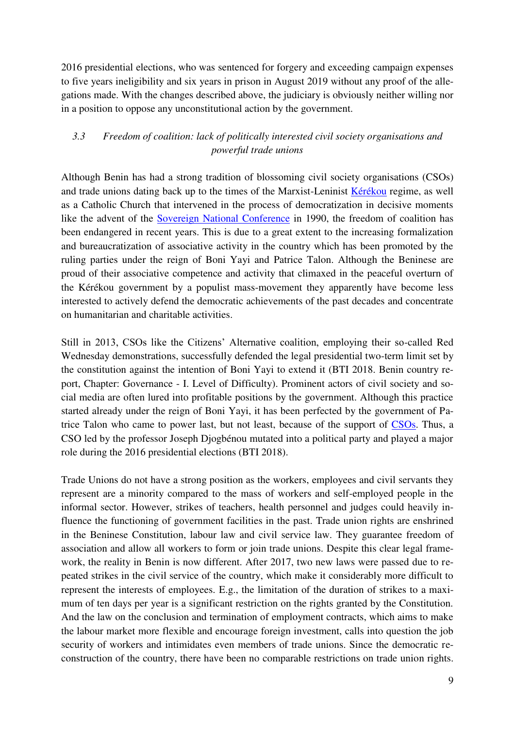2016 presidential elections, who was sentenced for forgery and exceeding campaign expenses to five years ineligibility and six years in prison in August 2019 without any proof of the allegations made. With the changes described above, the judiciary is obviously neither willing nor in a position to oppose any unconstitutional action by the government.

### *3.3 Freedom of coalition: lack of politically interested civil society organisations and powerful trade unions*

Although Benin has had a strong tradition of blossoming civil society organisations (CSOs) and trade unions dating back up to the times of the Marxist-Leninist [Kérékou](#) regime, as well as a Catholic Church that intervened in the process of democratization in decisive moments like the advent of the [Sovereign National Conference](#) in 1990, the freedom of coalition has been endangered in recent years. This is due to a great extent to the increasing formalization and bureaucratization of associative activity in the country which has been promoted by the ruling parties under the reign of Boni Yayi and Patrice Talon. Although the Beninese are proud of their associative competence and activity that climaxed in the peaceful overturn of the Kérékou government by a populist mass-movement they apparently have become less interested to actively defend the democratic achievements of the past decades and concentrate on humanitarian and charitable activities.

Still in 2013, CSOs like the Citizens' Alternative coalition, employing their so-called Red Wednesday demonstrations, successfully defended the legal presidential two-term limit set by the constitution against the intention of Boni Yayi to extend it (BTI 2018. Benin country report, Chapter: Governance - I. Level of Difficulty). Prominent actors of civil society and social media are often lured into profitable positions by the government. Although this practice started already under the reign of Boni Yayi, it has been perfected by the government of Patrice Talon who came to power last, but not least, because of the support of [CSOs](#). Thus, a CSO led by the professor Joseph Djogbénou mutated into a political party and played a major role during the 2016 presidential elections (BTI 2018).

Trade Unions do not have a strong position as the workers, employees and civil servants they represent are a minority compared to the mass of workers and self-employed people in the informal sector. However, strikes of teachers, health personnel and judges could heavily influence the functioning of government facilities in the past. Trade union rights are enshrined in the Beninese Constitution, labour law and civil service law. They guarantee freedom of association and allow all workers to form or join trade unions. Despite this clear legal framework, the reality in Benin is now different. After 2017, two new laws were passed due to repeated strikes in the civil service of the country, which make it considerably more difficult to represent the interests of employees. E.g., the limitation of the duration of strikes to a maximum of ten days per year is a significant restriction on the rights granted by the Constitution. And the law on the conclusion and termination of employment contracts, which aims to make the labour market more flexible and encourage foreign investment, calls into question the job security of workers and intimidates even members of trade unions. Since the democratic reconstruction of the country, there have been no comparable restrictions on trade union rights.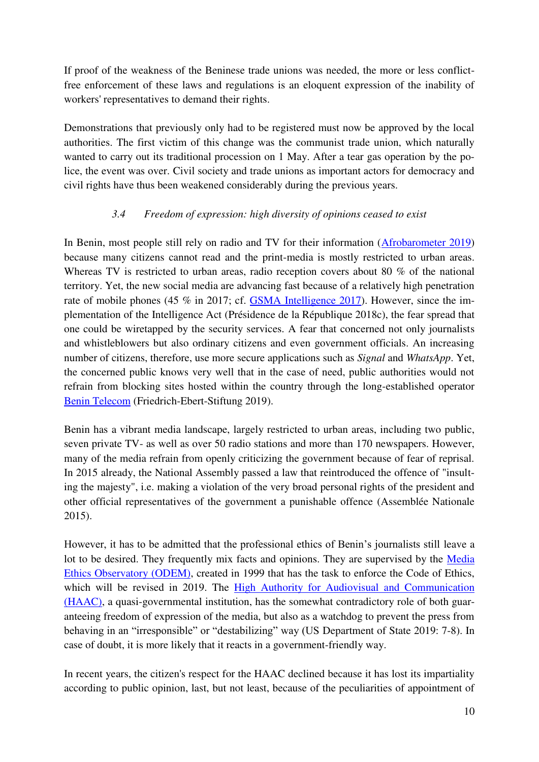If proof of the weakness of the Beninese trade unions was needed, the more or less conflict-free enforcement of these laws and regulations is an eloquent expression of the inability of workers' representatives to demand their rights.

Demonstrations that previously only had to be registered must now be approved by the local authorities. The first victim of this change was the communist trade union, which naturally wanted to carry out its traditional procession on 1 May. After a tear gas operation by the police, the event was over. Civil society and trade unions as important actors for democracy and civil rights have thus been weakened considerably during the previous years.

### *3.4 Freedom of expression: high diversity of opinions ceased to exist*

In Benin, most people still rely on radio and TV for their information (Afrobarometer 2019) because many citizens cannot read and the print-media is mostly restricted to urban areas. Whereas TV is restricted to urban areas, radio reception covers about 80 % of the national territory. Yet, the new social media are advancing fast because of a relatively high penetration rate of mobile phones (45 % in 2017; cf. GSMA Intelligence 2017). However, since the implementation of the Intelligence Act (Présidence de la République 2018c), the fear spread that one could be wiretapped by the security services. A fear that concerned not only journalists and whistleblowers but also ordinary citizens and even government officials. An increasing number of citizens, therefore, use more secure applications such as *Signal* and *WhatsApp*. Yet, the concerned public knows very well that in the case of need, public authorities would not refrain from blocking sites hosted within the country through the long-established operator Benin Telecom (Friedrich-Ebert-Stiftung 2019).

Benin has a vibrant media landscape, largely restricted to urban areas, including two public, seven private TV- as well as over 50 radio stations and more than 170 newspapers. However, many of the media refrain from openly criticizing the government because of fear of reprisal. In 2015 already, the National Assembly passed a law that reintroduced the offence of "insulting the majesty", i.e. making a violation of the very broad personal rights of the president and other official representatives of the government a punishable offence (Assemblée Nationale 2015).

However, it has to be admitted that the professional ethics of Benin's journalists still leave a lot to be desired. They frequently mix facts and opinions. They are supervised by the Media Ethics Observatory (ODEM), created in 1999 that has the task to enforce the Code of Ethics, which will be revised in 2019. The High Authority for Audiovisual and Communication (HAAC), a quasi-governmental institution, has the somewhat contradictory role of both guaranteeing freedom of expression of the media, but also as a watchdog to prevent the press from behaving in an "irresponsible" or "destabilizing" way (US Department of State 2019: 7-8). In case of doubt, it is more likely that it reacts in a government-friendly way.

In recent years, the citizen's respect for the HAAC declined because it has lost its impartiality according to public opinion, last, but not least, because of the peculiarities of appointment of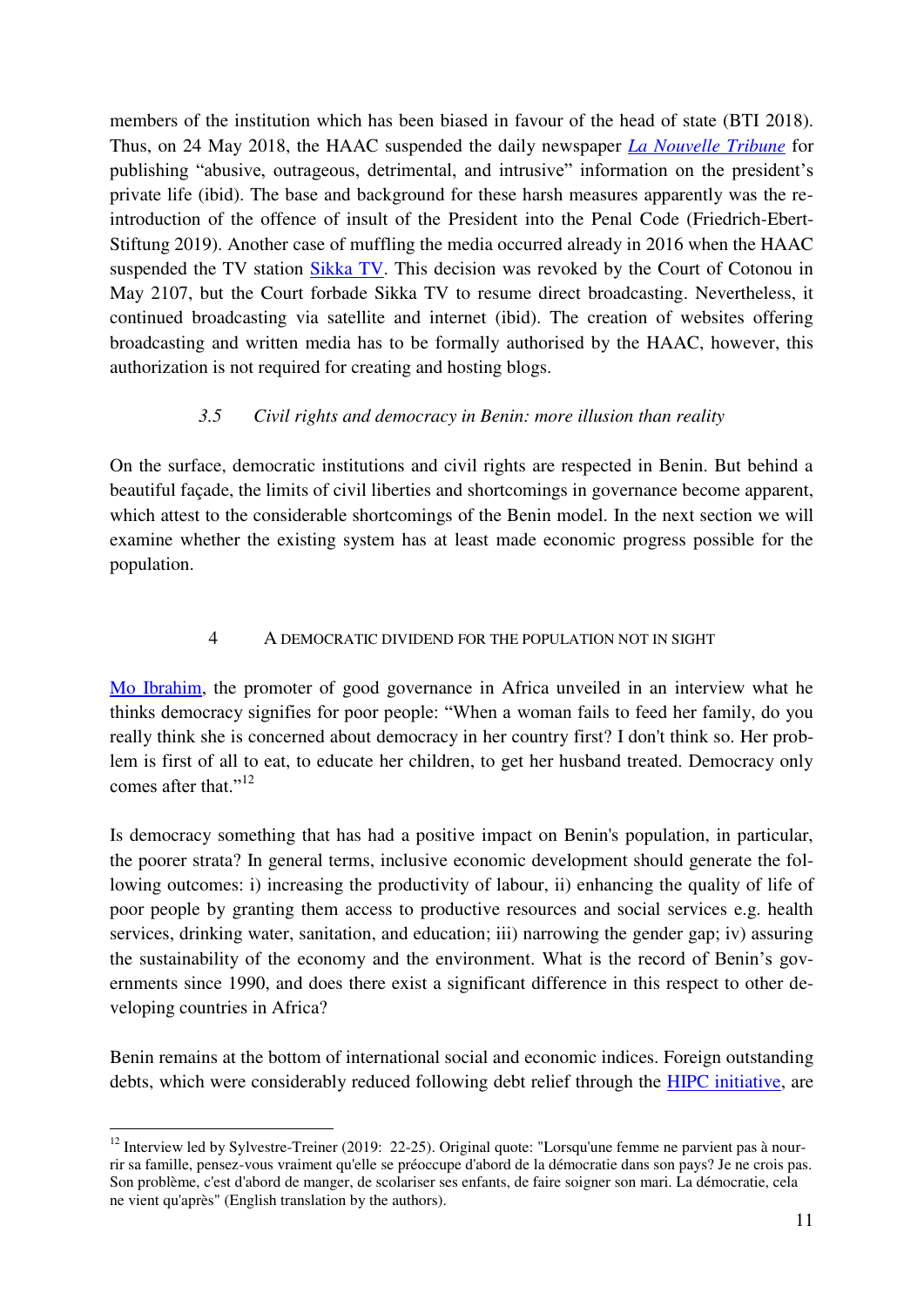members of the institution which has been biased in favour of the head of state (BTI 2018). Thus, on 24 May 2018, the HAAC suspended the daily newspaper *La Nouvelle Tribune* for publishing "abusive, outrageous, detrimental, and intrusive" information on the president's private life (ibid). The base and background for these harsh measures apparently was the re-introduction of the offence of insult of the President into the Penal Code (Friedrich-Ebert-Stiftung 2019). Another case of muffling the media occurred already in 2016 when the HAAC suspended the TV station Sikka TV. This decision was revoked by the Court of Cotonou in May 2107, but the Court forbade Sikka TV to resume direct broadcasting. Nevertheless, it continued broadcasting via satellite and internet (ibid). The creation of websites offering broadcasting and written media has to be formally authorised by the HAAC, however, this authorization is not required for creating and hosting blogs.

### *3.5 Civil rights and democracy in Benin: more illusion than reality*

On the surface, democratic institutions and civil rights are respected in Benin. But behind a beautiful façade, the limits of civil liberties and shortcomings in governance become apparent, which attest to the considerable shortcomings of the Benin model. In the next section we will examine whether the existing system has at least made economic progress possible for the population.

## 4 A DEMOCRATIC DIVIDEND FOR THE POPULATION NOT IN SIGHT

Mo Ibrahim, the promoter of good governance in Africa unveiled in an interview what he thinks democracy signifies for poor people: "When a woman fails to feed her family, do you really think she is concerned about democracy in her country first? I don't think so. Her problem is first of all to eat, to educate her children, to get her husband treated. Democracy only comes after that."[12]

Is democracy something that has had a positive impact on Benin's population, in particular, the poorer strata? In general terms, inclusive economic development should generate the following outcomes: i) increasing the productivity of labour, ii) enhancing the quality of life of poor people by granting them access to productive resources and social services e.g. health services, drinking water, sanitation, and education; iii) narrowing the gender gap; iv) assuring the sustainability of the economy and the environment. What is the record of Benin's governments since 1990, and does there exist a significant difference in this respect to other developing countries in Africa?

Benin remains at the bottom of international social and economic indices. Foreign outstanding debts, which were considerably reduced following debt relief through the HIPC initiative, are

---

[12] Interview led by Sylvestre-Treiner (2019: 22-25). Original quote: "Lorsqu'une femme ne parvient pas à nourrir sa famille, pensez-vous vraiment qu'elle se préoccupe d'abord de la démocratie dans son pays? Je ne crois pas. Son problème, c'est d'abord de manger, de scolariser ses enfants, de faire soigner son mari. La démocratie, cela ne vient qu'après" (English translation by the authors).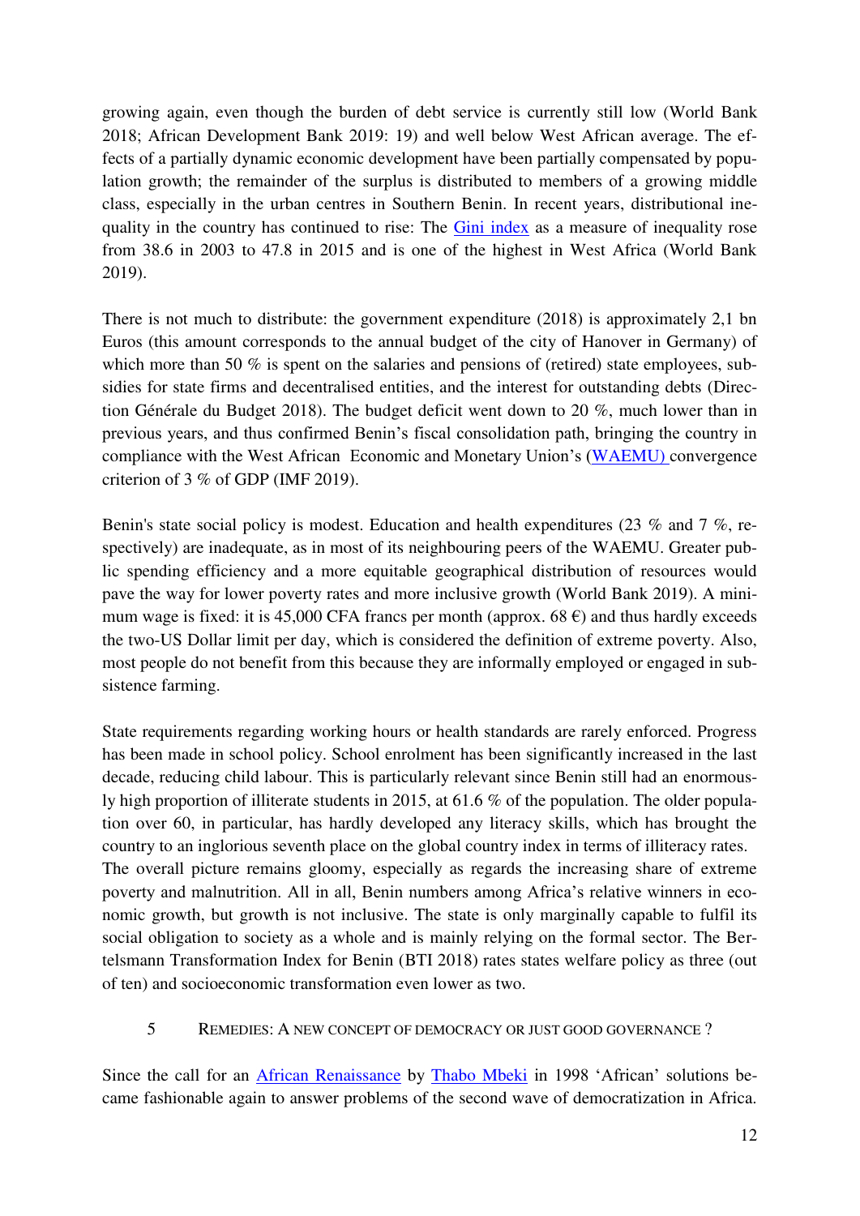growing again, even though the burden of debt service is currently still low (World Bank 2018; African Development Bank 2019: 19) and well below West African average. The effects of a partially dynamic economic development have been partially compensated by population growth; the remainder of the surplus is distributed to members of a growing middle class, especially in the urban centres in Southern Benin. In recent years, distributional inequality in the country has continued to rise: The [Gini index](#) as a measure of inequality rose from 38.6 in 2003 to 47.8 in 2015 and is one of the highest in West Africa (World Bank 2019).

There is not much to distribute: the government expenditure (2018) is approximately 2,1 bn Euros (this amount corresponds to the annual budget of the city of Hanover in Germany) of which more than 50 % is spent on the salaries and pensions of (retired) state employees, subsidies for state firms and decentralised entities, and the interest for outstanding debts (Direction Générale du Budget 2018). The budget deficit went down to 20 %, much lower than in previous years, and thus confirmed Benin's fiscal consolidation path, bringing the country in compliance with the West African Economic and Monetary Union's ([WAEMU)](#) convergence criterion of 3 % of GDP (IMF 2019).

Benin's state social policy is modest. Education and health expenditures (23 % and 7 %, respectively) are inadequate, as in most of its neighbouring peers of the WAEMU. Greater public spending efficiency and a more equitable geographical distribution of resources would pave the way for lower poverty rates and more inclusive growth (World Bank 2019). A minimum wage is fixed: it is 45,000 CFA francs per month (approx. 68 €) and thus hardly exceeds the two-US Dollar limit per day, which is considered the definition of extreme poverty. Also, most people do not benefit from this because they are informally employed or engaged in subsistence farming.

State requirements regarding working hours or health standards are rarely enforced. Progress has been made in school policy. School enrolment has been significantly increased in the last decade, reducing child labour. This is particularly relevant since Benin still had an enormously high proportion of illiterate students in 2015, at 61.6 % of the population. The older population over 60, in particular, has hardly developed any literacy skills, which has brought the country to an inglorious seventh place on the global country index in terms of illiteracy rates. The overall picture remains gloomy, especially as regards the increasing share of extreme poverty and malnutrition. All in all, Benin numbers among Africa's relative winners in economic growth, but growth is not inclusive. The state is only marginally capable to fulfil its social obligation to society as a whole and is mainly relying on the formal sector. The Bertelsmann Transformation Index for Benin (BTI 2018) rates states welfare policy as three (out of ten) and socioeconomic transformation even lower as two.

## 5 Remedies: A new concept of democracy or just good governance ?

Since the call for an [African Renaissance](#) by [Thabo Mbeki](#) in 1998 'African' solutions became fashionable again to answer problems of the second wave of democratization in Africa.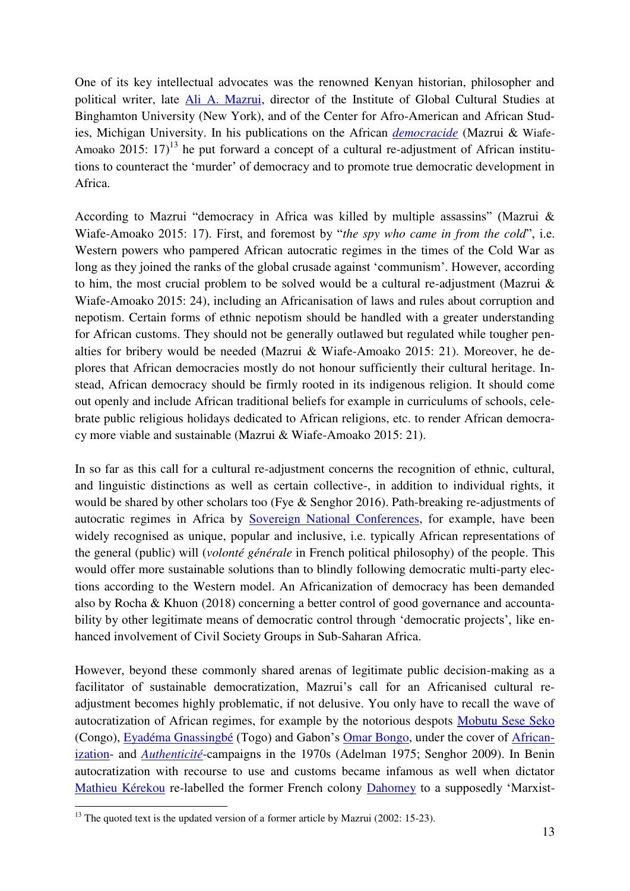One of its key intellectual advocates was the renowned Kenyan historian, philosopher and political writer, late Ali A. Mazrui, director of the Institute of Global Cultural Studies at Binghamton University (New York), and of the Center for Afro-American and African Studies, Michigan University. In his publications on the African *democracide* (Mazrui & Wiafe-Amoako 2015: 17)[13] he put forward a concept of a cultural re-adjustment of African institutions to counteract the 'murder' of democracy and to promote true democratic development in Africa.

According to Mazrui "democracy in Africa was killed by multiple assassins" (Mazrui & Wiafe-Amoako 2015: 17). First, and foremost by "*the spy who came in from the cold*", i.e. Western powers who pampered African autocratic regimes in the times of the Cold War as long as they joined the ranks of the global crusade against 'communism'. However, according to him, the most crucial problem to be solved would be a cultural re-adjustment (Mazrui & Wiafe-Amoako 2015: 24), including an Africanisation of laws and rules about corruption and nepotism. Certain forms of ethnic nepotism should be handled with a greater understanding for African customs. They should not be generally outlawed but regulated while tougher penalties for bribery would be needed (Mazrui & Wiafe-Amoako 2015: 21). Moreover, he deplores that African democracies mostly do not honour sufficiently their cultural heritage. Instead, African democracy should be firmly rooted in its indigenous religion. It should come out openly and include African traditional beliefs for example in curriculums of schools, celebrate public religious holidays dedicated to African religions, etc. to render African democracy more viable and sustainable (Mazrui & Wiafe-Amoako 2015: 21).

In so far as this call for a cultural re-adjustment concerns the recognition of ethnic, cultural, and linguistic distinctions as well as certain collective-, in addition to individual rights, it would be shared by other scholars too (Fye & Senghor 2016). Path-breaking re-adjustments of autocratic regimes in Africa by Sovereign National Conferences, for example, have been widely recognised as unique, popular and inclusive, i.e. typically African representations of the general (public) will (*volonté générale* in French political philosophy) of the people. This would offer more sustainable solutions than to blindly following democratic multi-party elections according to the Western model. An Africanization of democracy has been demanded also by Rocha & Khuon (2018) concerning a better control of good governance and accountability by other legitimate means of democratic control through 'democratic projects', like enhanced involvement of Civil Society Groups in Sub-Saharan Africa.

However, beyond these commonly shared arenas of legitimate public decision-making as a facilitator of sustainable democratization, Mazrui's call for an Africanised cultural re-adjustment becomes highly problematic, if not delusive. You only have to recall the wave of autocratization of African regimes, for example by the notorious despots Mobutu Sese Seko (Congo), Eyadéma Gnassingbé (Togo) and Gabon's Omar Bongo, under the cover of African-ization- and *Authenticité*-campaigns in the 1970s (Adelman 1975; Senghor 2009). In Benin autocratization with recourse to use and customs became infamous as well when dictator Mathieu Kérekou re-labelled the former French colony Dahomey to a supposedly 'Marxist-

[13] The quoted text is the updated version of a former article by Mazrui (2002: 15-23).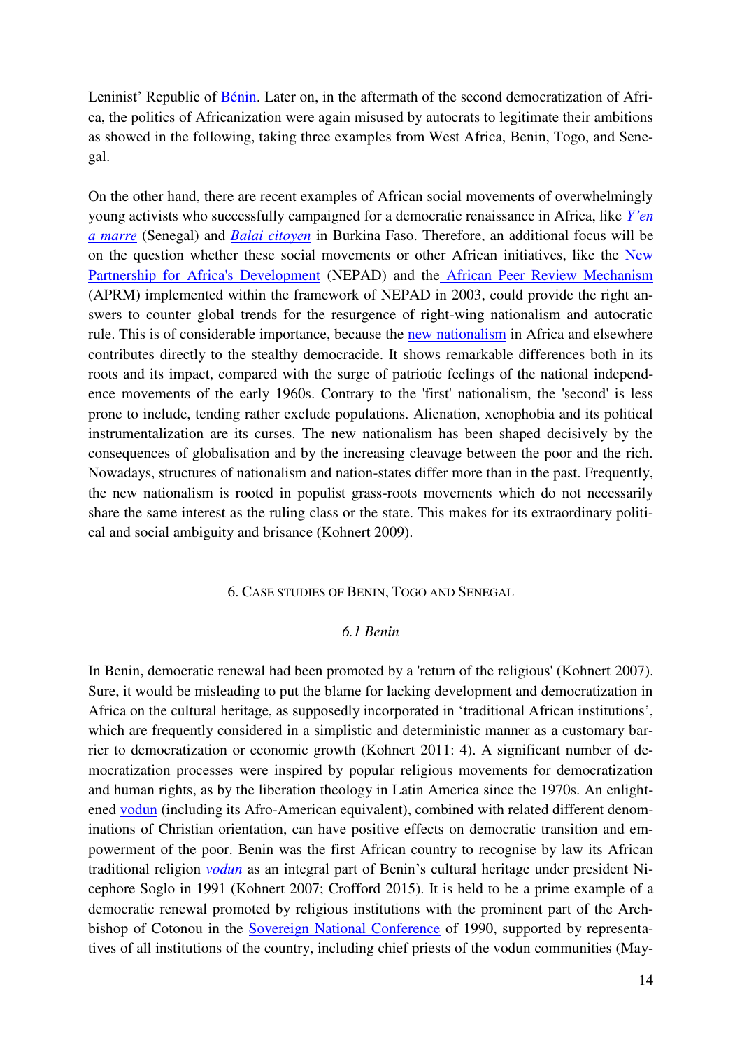Leninist' Republic of Bénin. Later on, in the aftermath of the second democratization of Africa, the politics of Africanization were again misused by autocrats to legitimate their ambitions as showed in the following, taking three examples from West Africa, Benin, Togo, and Senegal.

On the other hand, there are recent examples of African social movements of overwhelmingly young activists who successfully campaigned for a democratic renaissance in Africa, like *Y'en a marre* (Senegal) and *Balai citoyen* in Burkina Faso. Therefore, an additional focus will be on the question whether these social movements or other African initiatives, like the New Partnership for Africa's Development (NEPAD) and the African Peer Review Mechanism (APRM) implemented within the framework of NEPAD in 2003, could provide the right answers to counter global trends for the resurgence of right-wing nationalism and autocratic rule. This is of considerable importance, because the new nationalism in Africa and elsewhere contributes directly to the stealthy democracide. It shows remarkable differences both in its roots and its impact, compared with the surge of patriotic feelings of the national independence movements of the early 1960s. Contrary to the 'first' nationalism, the 'second' is less prone to include, tending rather exclude populations. Alienation, xenophobia and its political instrumentalization are its curses. The new nationalism has been shaped decisively by the consequences of globalisation and by the increasing cleavage between the poor and the rich. Nowadays, structures of nationalism and nation-states differ more than in the past. Frequently, the new nationalism is rooted in populist grass-roots movements which do not necessarily share the same interest as the ruling class or the state. This makes for its extraordinary political and social ambiguity and brisance (Kohnert 2009).

## 6. Case studies of Benin, Togo and Senegal

### *6.1 Benin*

In Benin, democratic renewal had been promoted by a 'return of the religious' (Kohnert 2007). Sure, it would be misleading to put the blame for lacking development and democratization in Africa on the cultural heritage, as supposedly incorporated in 'traditional African institutions', which are frequently considered in a simplistic and deterministic manner as a customary barrier to democratization or economic growth (Kohnert 2011: 4). A significant number of democratization processes were inspired by popular religious movements for democratization and human rights, as by the liberation theology in Latin America since the 1970s. An enlightened vodun (including its Afro-American equivalent), combined with related different denominations of Christian orientation, can have positive effects on democratic transition and empowerment of the poor. Benin was the first African country to recognise by law its African traditional religion *vodun* as an integral part of Benin's cultural heritage under president Nicephore Soglo in 1991 (Kohnert 2007; Crofford 2015). It is held to be a prime example of a democratic renewal promoted by religious institutions with the prominent part of the Archbishop of Cotonou in the Sovereign National Conference of 1990, supported by representatives of all institutions of the country, including chief priests of the vodun communities (May-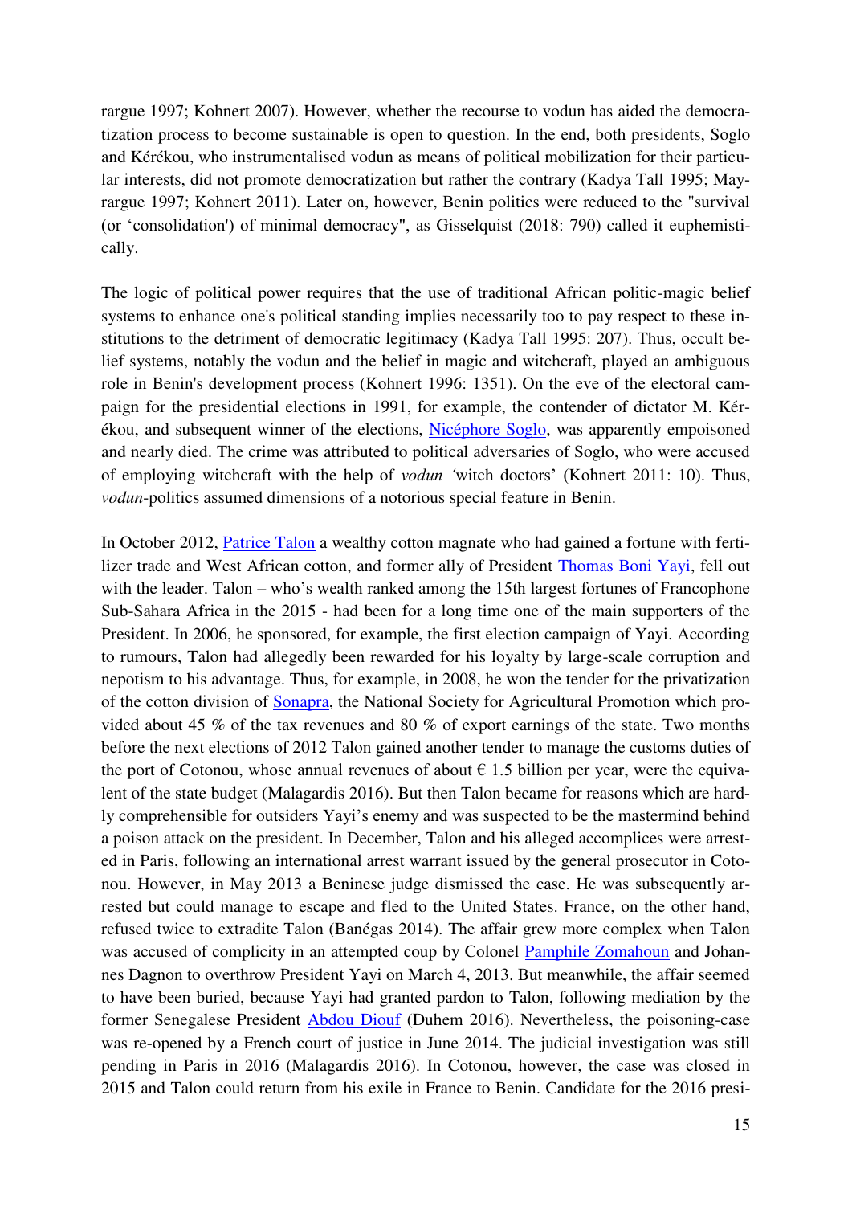rargue 1997; Kohnert 2007). However, whether the recourse to vodun has aided the democratization process to become sustainable is open to question. In the end, both presidents, Soglo and Kérékou, who instrumentalised vodun as means of political mobilization for their particular interests, did not promote democratization but rather the contrary (Kadya Tall 1995; Mayrargue 1997; Kohnert 2011). Later on, however, Benin politics were reduced to the "survival (or 'consolidation') of minimal democracy", as Gisselquist (2018: 790) called it euphemistically.

The logic of political power requires that the use of traditional African politic-magic belief systems to enhance one's political standing implies necessarily too to pay respect to these institutions to the detriment of democratic legitimacy (Kadya Tall 1995: 207). Thus, occult belief systems, notably the vodun and the belief in magic and witchcraft, played an ambiguous role in Benin's development process (Kohnert 1996: 1351). On the eve of the electoral campaign for the presidential elections in 1991, for example, the contender of dictator M. Kérékou, and subsequent winner of the elections, Nicéphore Soglo, was apparently empoisoned and nearly died. The crime was attributed to political adversaries of Soglo, who were accused of employing witchcraft with the help of *vodun* 'witch doctors' (Kohnert 2011: 10). Thus, *vodun*-politics assumed dimensions of a notorious special feature in Benin.

In October 2012, Patrice Talon a wealthy cotton magnate who had gained a fortune with fertilizer trade and West African cotton, and former ally of President Thomas Boni Yayi, fell out with the leader. Talon – who's wealth ranked among the 15th largest fortunes of Francophone Sub-Sahara Africa in the 2015 - had been for a long time one of the main supporters of the President. In 2006, he sponsored, for example, the first election campaign of Yayi. According to rumours, Talon had allegedly been rewarded for his loyalty by large-scale corruption and nepotism to his advantage. Thus, for example, in 2008, he won the tender for the privatization of the cotton division of Sonapra, the National Society for Agricultural Promotion which provided about 45 % of the tax revenues and 80 % of export earnings of the state. Two months before the next elections of 2012 Talon gained another tender to manage the customs duties of the port of Cotonou, whose annual revenues of about € 1.5 billion per year, were the equivalent of the state budget (Malagardis 2016). But then Talon became for reasons which are hardly comprehensible for outsiders Yayi's enemy and was suspected to be the mastermind behind a poison attack on the president. In December, Talon and his alleged accomplices were arrested in Paris, following an international arrest warrant issued by the general prosecutor in Cotonou. However, in May 2013 a Beninese judge dismissed the case. He was subsequently arrested but could manage to escape and fled to the United States. France, on the other hand, refused twice to extradite Talon (Banégas 2014). The affair grew more complex when Talon was accused of complicity in an attempted coup by Colonel Pamphile Zomahoun and Johannes Dagnon to overthrow President Yayi on March 4, 2013. But meanwhile, the affair seemed to have been buried, because Yayi had granted pardon to Talon, following mediation by the former Senegalese President Abdou Diouf (Duhem 2016). Nevertheless, the poisoning-case was re-opened by a French court of justice in June 2014. The judicial investigation was still pending in Paris in 2016 (Malagardis 2016). In Cotonou, however, the case was closed in 2015 and Talon could return from his exile in France to Benin. Candidate for the 2016 presi-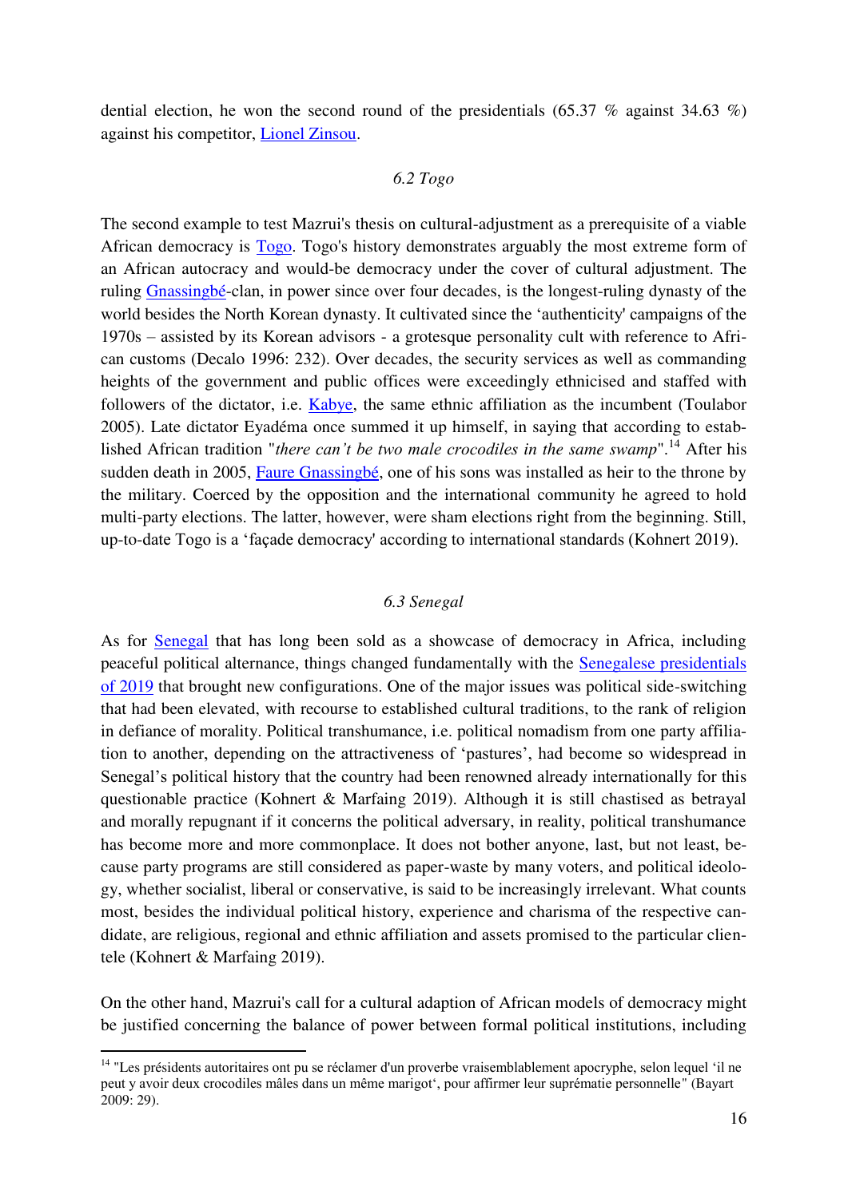dential election, he won the second round of the presidentials (65.37 % against 34.63 %) against his competitor, Lionel Zinsou.

### *6.2 Togo*

The second example to test Mazrui's thesis on cultural-adjustment as a prerequisite of a viable African democracy is Togo. Togo's history demonstrates arguably the most extreme form of an African autocracy and would-be democracy under the cover of cultural adjustment. The ruling Gnassingbé-clan, in power since over four decades, is the longest-ruling dynasty of the world besides the North Korean dynasty. It cultivated since the 'authenticity' campaigns of the 1970s – assisted by its Korean advisors - a grotesque personality cult with reference to African customs (Decalo 1996: 232). Over decades, the security services as well as commanding heights of the government and public offices were exceedingly ethnicised and staffed with followers of the dictator, i.e. Kabye, the same ethnic affiliation as the incumbent (Toulabor 2005). Late dictator Eyadéma once summed it up himself, in saying that according to established African tradition "*there can't be two male crocodiles in the same swamp*".[14] After his sudden death in 2005, Faure Gnassingbé, one of his sons was installed as heir to the throne by the military. Coerced by the opposition and the international community he agreed to hold multi-party elections. The latter, however, were sham elections right from the beginning. Still, up-to-date Togo is a 'façade democracy' according to international standards (Kohnert 2019).

### *6.3 Senegal*

As for Senegal that has long been sold as a showcase of democracy in Africa, including peaceful political alternance, things changed fundamentally with the Senegalese presidentials of 2019 that brought new configurations. One of the major issues was political side-switching that had been elevated, with recourse to established cultural traditions, to the rank of religion in defiance of morality. Political transhumance, i.e. political nomadism from one party affiliation to another, depending on the attractiveness of 'pastures', had become so widespread in Senegal's political history that the country had been renowned already internationally for this questionable practice (Kohnert & Marfaing 2019). Although it is still chastised as betrayal and morally repugnant if it concerns the political adversary, in reality, political transhumance has become more and more commonplace. It does not bother anyone, last, but not least, because party programs are still considered as paper-waste by many voters, and political ideology, whether socialist, liberal or conservative, is said to be increasingly irrelevant. What counts most, besides the individual political history, experience and charisma of the respective candidate, are religious, regional and ethnic affiliation and assets promised to the particular clientele (Kohnert & Marfaing 2019).

On the other hand, Mazrui's call for a cultural adaption of African models of democracy might be justified concerning the balance of power between formal political institutions, including

---

[14] "Les présidents autoritaires ont pu se réclamer d'un proverbe vraisemblablement apocryphe, selon lequel 'il ne peut y avoir deux crocodiles mâles dans un même marigot', pour affirmer leur suprématie personnelle" (Bayart 2009: 29).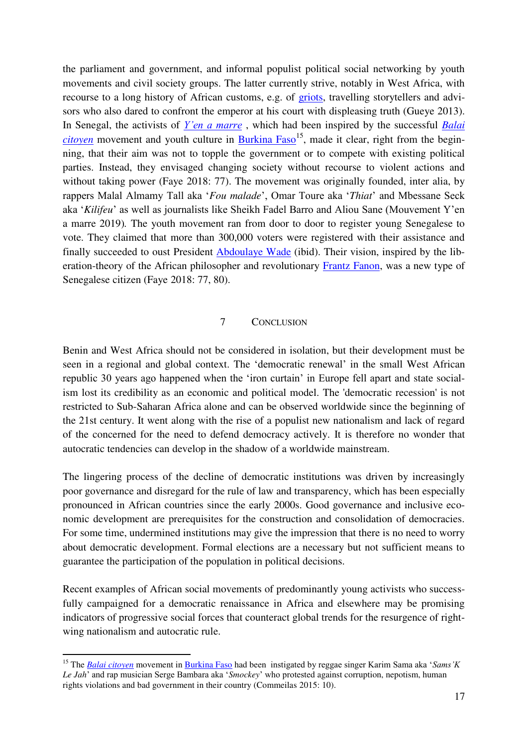the parliament and government, and informal populist political social networking by youth movements and civil society groups. The latter currently strive, notably in West Africa, with recourse to a long history of African customs, e.g. of griots, travelling storytellers and advisors who also dared to confront the emperor at his court with displeasing truth (Gueye 2013). In Senegal, the activists of *Y'en a marre* , which had been inspired by the successful *Balai citoyen* movement and youth culture in Burkina Faso[15], made it clear, right from the beginning, that their aim was not to topple the government or to compete with existing political parties. Instead, they envisaged changing society without recourse to violent actions and without taking power (Faye 2018: 77). The movement was originally founded, inter alia, by rappers Malal Almamy Tall aka '*Fou malade*', Omar Toure aka '*Thiat*' and Mbessane Seck aka '*Kilifeu*' as well as journalists like Sheikh Fadel Barro and Aliou Sane (Mouvement Y'en a marre 2019). The youth movement ran from door to door to register young Senegalese to vote. They claimed that more than 300,000 voters were registered with their assistance and finally succeeded to oust President Abdoulaye Wade (ibid). Their vision, inspired by the liberation-theory of the African philosopher and revolutionary Frantz Fanon, was a new type of Senegalese citizen (Faye 2018: 77, 80).

## 7 Conclusion

Benin and West Africa should not be considered in isolation, but their development must be seen in a regional and global context. The 'democratic renewal' in the small West African republic 30 years ago happened when the 'iron curtain' in Europe fell apart and state socialism lost its credibility as an economic and political model. The 'democratic recession' is not restricted to Sub-Saharan Africa alone and can be observed worldwide since the beginning of the 21st century. It went along with the rise of a populist new nationalism and lack of regard of the concerned for the need to defend democracy actively. It is therefore no wonder that autocratic tendencies can develop in the shadow of a worldwide mainstream.

The lingering process of the decline of democratic institutions was driven by increasingly poor governance and disregard for the rule of law and transparency, which has been especially pronounced in African countries since the early 2000s. Good governance and inclusive economic development are prerequisites for the construction and consolidation of democracies. For some time, undermined institutions may give the impression that there is no need to worry about democratic development. Formal elections are a necessary but not sufficient means to guarantee the participation of the population in political decisions.

Recent examples of African social movements of predominantly young activists who successfully campaigned for a democratic renaissance in Africa and elsewhere may be promising indicators of progressive social forces that counteract global trends for the resurgence of right-wing nationalism and autocratic rule.

---

[15] The *Balai citoyen* movement in Burkina Faso had been instigated by reggae singer Karim Sama aka '*Sams'K Le Jah*' and rap musician Serge Bambara aka '*Smockey*' who protested against corruption, nepotism, human rights violations and bad government in their country (Commeilas 2015: 10).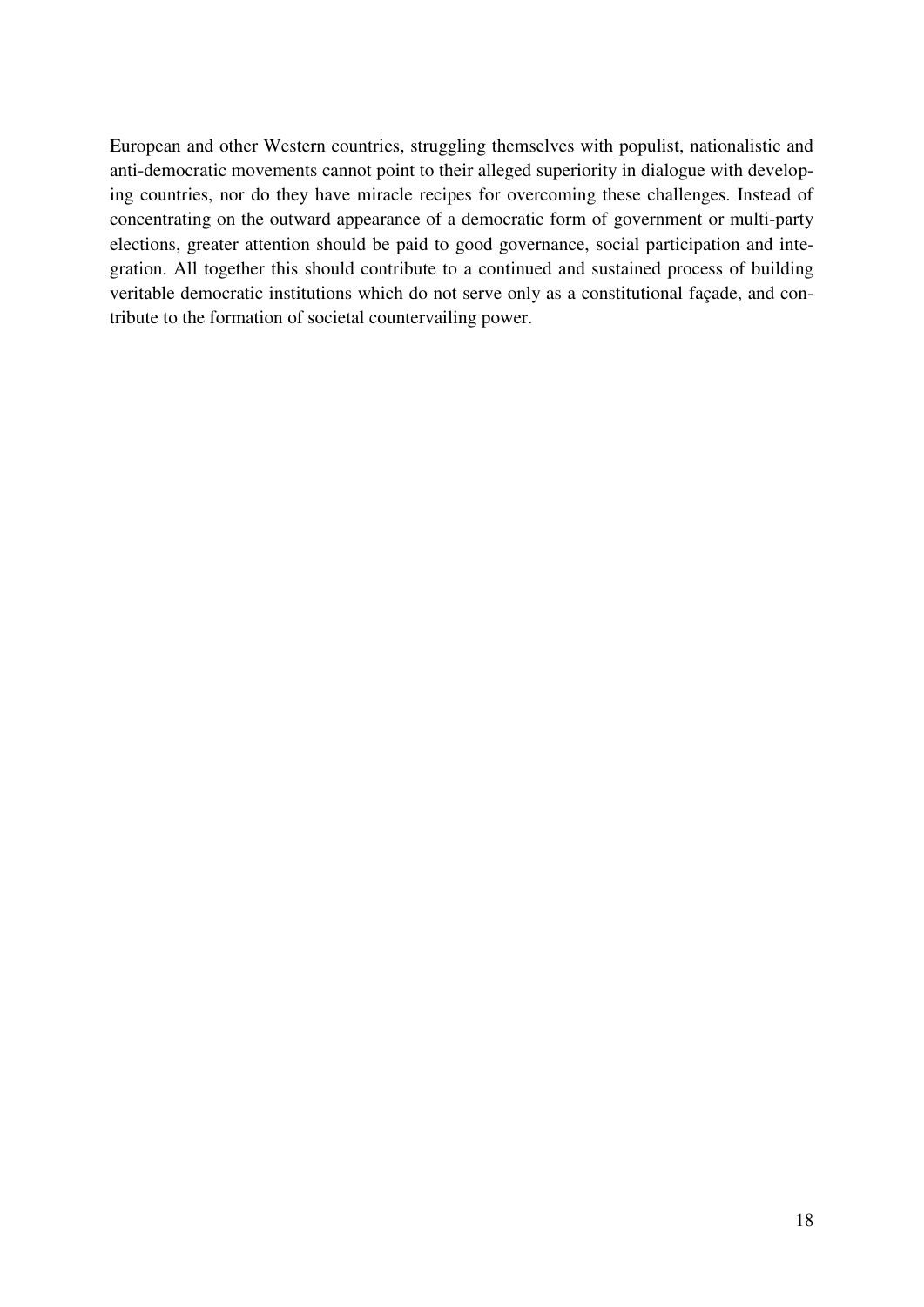European and other Western countries, struggling themselves with populist, nationalistic and anti-democratic movements cannot point to their alleged superiority in dialogue with developing countries, nor do they have miracle recipes for overcoming these challenges. Instead of concentrating on the outward appearance of a democratic form of government or multi-party elections, greater attention should be paid to good governance, social participation and integration. All together this should contribute to a continued and sustained process of building veritable democratic institutions which do not serve only as a constitutional façade, and contribute to the formation of societal countervailing power.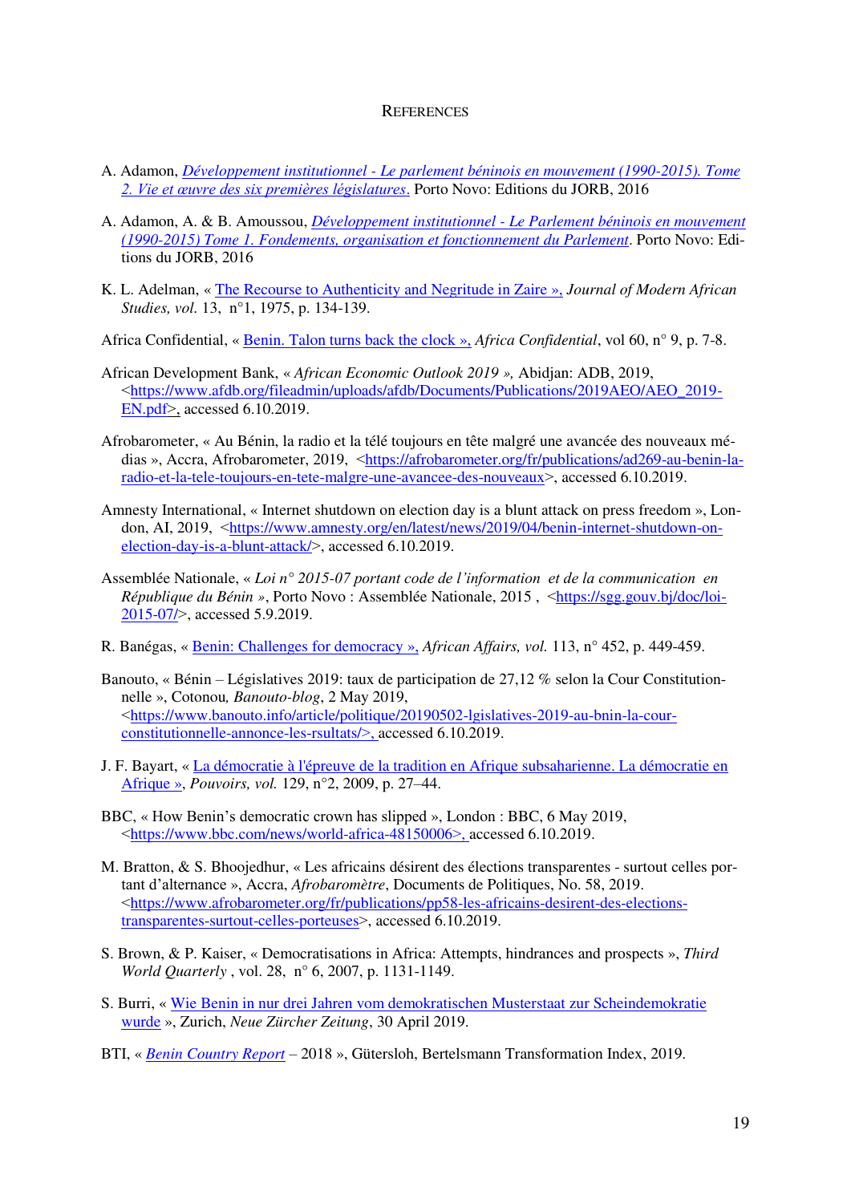# REFERENCES

A. Adamon, *Développement institutionnel - Le parlement béninois en mouvement (1990-2015). Tome 2. Vie et œuvre des six premières législatures*. Porto Novo: Editions du JORB, 2016

A. Adamon, A. & B. Amoussou, *Développement institutionnel - Le Parlement béninois en mouvement (1990-2015) Tome 1. Fondements, organisation et fonctionnement du Parlement*. Porto Novo: Editions du JORB, 2016

K. L. Adelman, « The Recourse to Authenticity and Negritude in Zaire », *Journal of Modern African Studies, vol.* 13, n°1, 1975, p. 134-139.

Africa Confidential, « Benin. Talon turns back the clock », *Africa Confidential*, vol 60, n° 9, p. 7-8.

African Development Bank, « *African Economic Outlook 2019* », Abidjan: ADB, 2019, <https://www.afdb.org/fileadmin/uploads/afdb/Documents/Publications/2019AEO/AEO_2019-EN.pdf>, accessed 6.10.2019.

Afrobarometer, « Au Bénin, la radio et la télé toujours en tête malgré une avancée des nouveaux médias », Accra, Afrobarometer, 2019, <https://afrobarometer.org/fr/publications/ad269-au-benin-la-radio-et-la-tele-toujours-en-tete-malgre-une-avancee-des-nouveaux>, accessed 6.10.2019.

Amnesty International, « Internet shutdown on election day is a blunt attack on press freedom », London, AI, 2019, <https://www.amnesty.org/en/latest/news/2019/04/benin-internet-shutdown-on-election-day-is-a-blunt-attack/>, accessed 6.10.2019.

Assemblée Nationale, « *Loi n° 2015-07 portant code de l'information et de la communication en République du Bénin* », Porto Novo : Assemblée Nationale, 2015 , <https://sgg.gouv.bj/doc/loi-2015-07/>, accessed 5.9.2019.

R. Banégas, « Benin: Challenges for democracy », *African Affairs, vol.* 113, n° 452, p. 449-459.

Banouto, « Bénin – Législatives 2019: taux de participation de 27,12 % selon la Cour Constitutionnelle », Cotonou, *Banouto-blog*, 2 May 2019, <https://www.banouto.info/article/politique/20190502-lgislatives-2019-au-bnin-la-cour-constitutionnelle-annonce-les-rsultats/>, accessed 6.10.2019.

J. F. Bayart, « La démocratie à l'épreuve de la tradition en Afrique subsaharienne. La démocratie en Afrique », *Pouvoirs, vol.* 129, n°2, 2009, p. 27–44.

BBC, « How Benin's democratic crown has slipped », London : BBC, 6 May 2019, <https://www.bbc.com/news/world-africa-48150006>, accessed 6.10.2019.

M. Bratton, & S. Bhoojedhur, « Les africains désirent des élections transparentes - surtout celles portant d'alternance », Accra, *Afrobaromètre*, Documents de Politiques, No. 58, 2019. <https://www.afrobarometer.org/fr/publications/pp58-les-africains-desirent-des-elections-transparentes-surtout-celles-porteuses>, accessed 6.10.2019.

S. Brown, & P. Kaiser, « Democratisations in Africa: Attempts, hindrances and prospects », *Third World Quarterly* , vol. 28, n° 6, 2007, p. 1131-1149.

S. Burri, « Wie Benin in nur drei Jahren vom demokratischen Musterstaat zur Scheindemokratie wurde », Zurich, *Neue Zürcher Zeitung*, 30 April 2019.

BTI, « *Benin Country Report* – 2018 », Gütersloh, Bertelsmann Transformation Index, 2019.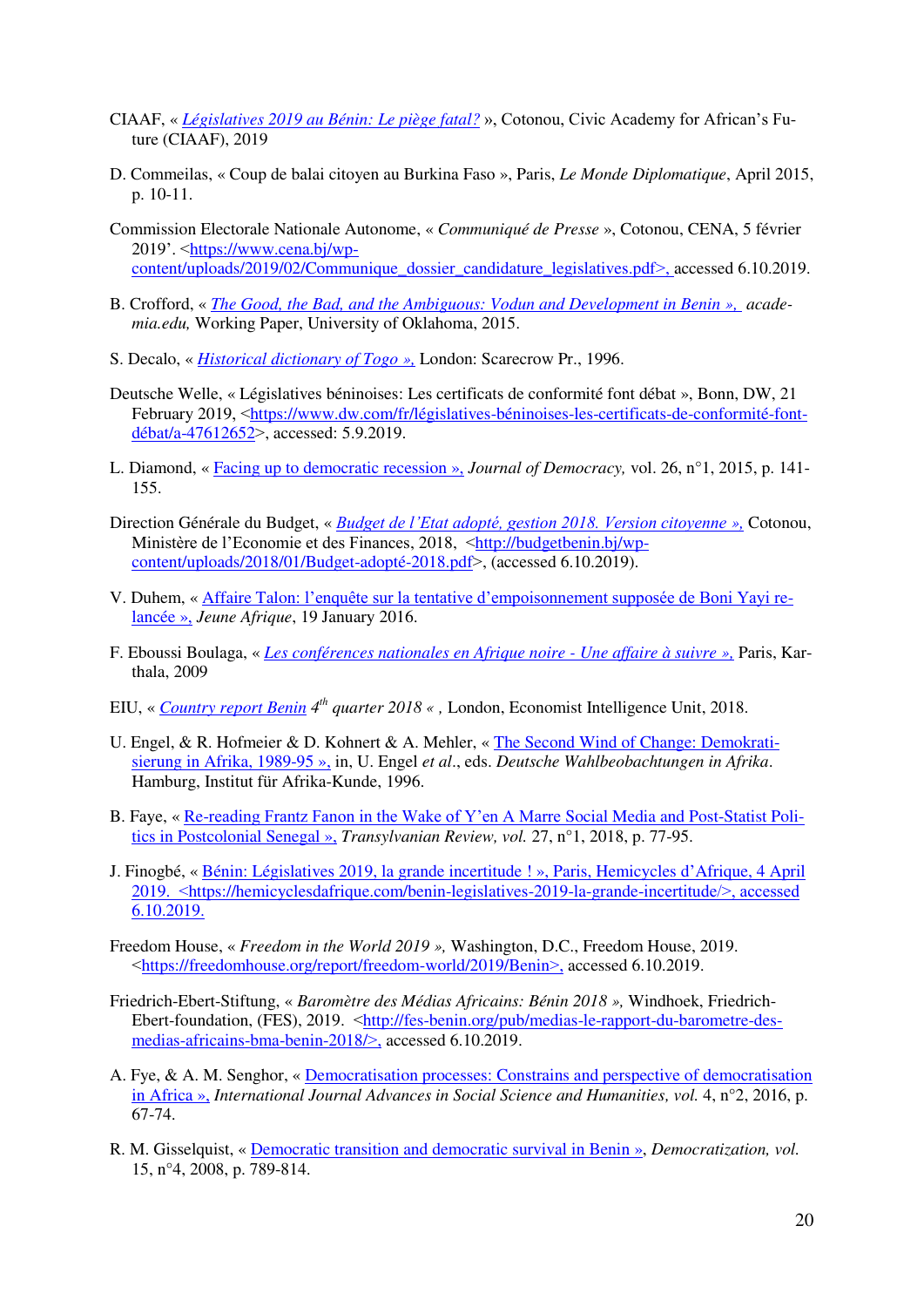CIAAF, « *Législatives 2019 au Bénin: Le piège fatal?* », Cotonou, Civic Academy for African's Future (CIAAF), 2019

D. Commeilas, « Coup de balai citoyen au Burkina Faso », Paris, *Le Monde Diplomatique*, April 2015, p. 10-11.

Commission Electorale Nationale Autonome, « *Communiqué de Presse* », Cotonou, CENA, 5 février 2019'. <https://www.cena.bj/wp-content/uploads/2019/02/Communique_dossier_candidature_legislatives.pdf>, accessed 6.10.2019.

B. Crofford, « *The Good, the Bad, and the Ambiguous: Vodun and Development in Benin »,* *academia.edu,* Working Paper, University of Oklahoma, 2015.

S. Decalo, « *Historical dictionary of Togo »,* London: Scarecrow Pr., 1996.

Deutsche Welle, « Législatives béninoises: Les certificats de conformité font débat », Bonn, DW, 21 February 2019, <https://www.dw.com/fr/législatives-béninoises-les-certificats-de-conformité-font-débat/a-47612652>, accessed: 5.9.2019.

L. Diamond, « Facing up to democratic recession », *Journal of Democracy,* vol. 26, n°1, 2015, p. 141-155.

Direction Générale du Budget, « *Budget de l'Etat adopté, gestion 2018. Version citoyenne »,* Cotonou, Ministère de l'Economie et des Finances, 2018, <http://budgetbenin.bj/wp-content/uploads/2018/01/Budget-adopté-2018.pdf>, (accessed 6.10.2019).

V. Duhem, « Affaire Talon: l'enquête sur la tentative d'empoisonnement supposée de Boni Yayi relancée », *Jeune Afrique*, 19 January 2016.

F. Eboussi Boulaga, « *Les conférences nationales en Afrique noire - Une affaire à suivre »,* Paris, Karthala, 2009

EIU, « *Country report Benin* *4th quarter 2018 « ,* London, Economist Intelligence Unit, 2018.

U. Engel, & R. Hofmeier & D. Kohnert & A. Mehler, « The Second Wind of Change: Demokratisierung in Afrika, 1989-95 », in, U. Engel *et al*., eds. *Deutsche Wahlbeobachtungen in Afrika*. Hamburg, Institut für Afrika-Kunde, 1996.

B. Faye, « Re-reading Frantz Fanon in the Wake of Y'en A Marre Social Media and Post-Statist Politics in Postcolonial Senegal », *Transylvanian Review, vol.* 27, n°1, 2018, p. 77-95.

J. Finogbé, « Bénin: Législatives 2019, la grande incertitude ! », Paris, Hemicycles d'Afrique, 4 April 2019. <https://hemicyclesdafrique.com/benin-legislatives-2019-la-grande-incertitude/>, accessed 6.10.2019.

Freedom House, « *Freedom in the World 2019 »,* Washington, D.C., Freedom House, 2019. <https://freedomhouse.org/report/freedom-world/2019/Benin>, accessed 6.10.2019.

Friedrich-Ebert-Stiftung, « *Baromètre des Médias Africains: Bénin 2018 »,* Windhoek, Friedrich-Ebert-foundation, (FES), 2019. <http://fes-benin.org/pub/medias-le-rapport-du-barometre-des-medias-africains-bma-benin-2018/>, accessed 6.10.2019.

A. Fye, & A. M. Senghor, « Democratisation processes: Constrains and perspective of democratisation in Africa », *International Journal Advances in Social Science and Humanities, vol.* 4, n°2, 2016, p. 67-74.

R. M. Gisselquist, « Democratic transition and democratic survival in Benin », *Democratization, vol.* 15, n°4, 2008, p. 789-814.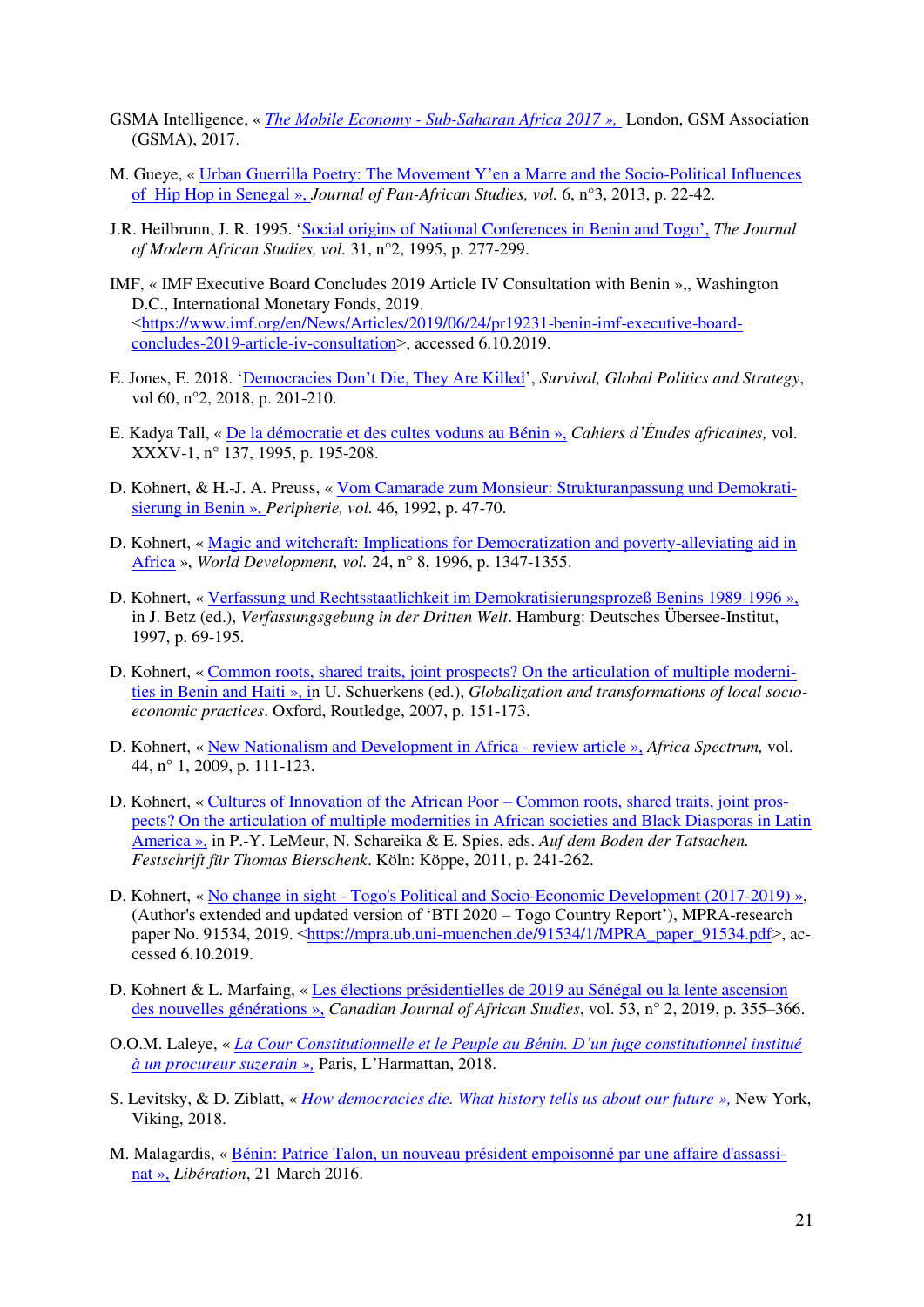GSMA Intelligence, « *The Mobile Economy - Sub-Saharan Africa 2017 »,* London, GSM Association (GSMA), 2017.

M. Gueye, « Urban Guerrilla Poetry: The Movement Y'en a Marre and the Socio-Political Influences of Hip Hop in Senegal », *Journal of Pan-African Studies, vol.* 6, n°3, 2013, p. 22-42.

J.R. Heilbrunn, J. R. 1995. 'Social origins of National Conferences in Benin and Togo', *The Journal of Modern African Studies, vol.* 31, n°2, 1995, p. 277-299.

IMF, « IMF Executive Board Concludes 2019 Article IV Consultation with Benin »,, Washington D.C., International Monetary Fonds, 2019. <https://www.imf.org/en/News/Articles/2019/06/24/pr19231-benin-imf-executive-board-concludes-2019-article-iv-consultation>, accessed 6.10.2019.

E. Jones, E. 2018. 'Democracies Don't Die, They Are Killed', *Survival, Global Politics and Strategy*, vol 60, n°2, 2018, p. 201-210.

E. Kadya Tall, « De la démocratie et des cultes voduns au Bénin », *Cahiers d'Études africaines,* vol. XXXV-1, n° 137, 1995, p. 195-208.

D. Kohnert, & H.-J. A. Preuss, « Vom Camarade zum Monsieur: Strukturanpassung und Demokratisierung in Benin », *Peripherie, vol.* 46, 1992, p. 47-70.

D. Kohnert, « Magic and witchcraft: Implications for Democratization and poverty-alleviating aid in Africa », *World Development, vol.* 24, n° 8, 1996, p. 1347-1355.

D. Kohnert, « Verfassung und Rechtsstaatlichkeit im Demokratisierungsprozeß Benins 1989-1996 », in J. Betz (ed.), *Verfassungsgebung in der Dritten Welt*. Hamburg: Deutsches Übersee-Institut, 1997, p. 69-195.

D. Kohnert, « Common roots, shared traits, joint prospects? On the articulation of multiple modernities in Benin and Haiti », in U. Schuerkens (ed.), *Globalization and transformations of local socio-economic practices*. Oxford, Routledge, 2007, p. 151-173.

D. Kohnert, « New Nationalism and Development in Africa - review article », *Africa Spectrum,* vol. 44, n° 1, 2009, p. 111-123.

D. Kohnert, « Cultures of Innovation of the African Poor – Common roots, shared traits, joint prospects? On the articulation of multiple modernities in African societies and Black Diasporas in Latin America », in P.-Y. LeMeur, N. Schareika & E. Spies, eds. *Auf dem Boden der Tatsachen. Festschrift für Thomas Bierschenk*. Köln: Köppe, 2011, p. 241-262.

D. Kohnert, « No change in sight - Togo's Political and Socio-Economic Development (2017-2019) », (Author's extended and updated version of 'BTI 2020 – Togo Country Report'), MPRA-research paper No. 91534, 2019. <https://mpra.ub.uni-muenchen.de/91534/1/MPRA_paper_91534.pdf>, accessed 6.10.2019.

D. Kohnert & L. Marfaing, « Les élections présidentielles de 2019 au Sénégal ou la lente ascension des nouvelles générations », *Canadian Journal of African Studies*, vol. 53, n° 2, 2019, p. 355–366.

O.O.M. Laleye, « *La Cour Constitutionnelle et le Peuple au Bénin. D'un juge constitutionnel institué à un procureur suzerain »,* Paris, L'Harmattan, 2018.

S. Levitsky, & D. Ziblatt, « *How democracies die. What history tells us about our future »,* New York, Viking, 2018.

M. Malagardis, « Bénin: Patrice Talon, un nouveau président empoisonné par une affaire d'assassinat », *Libération*, 21 March 2016.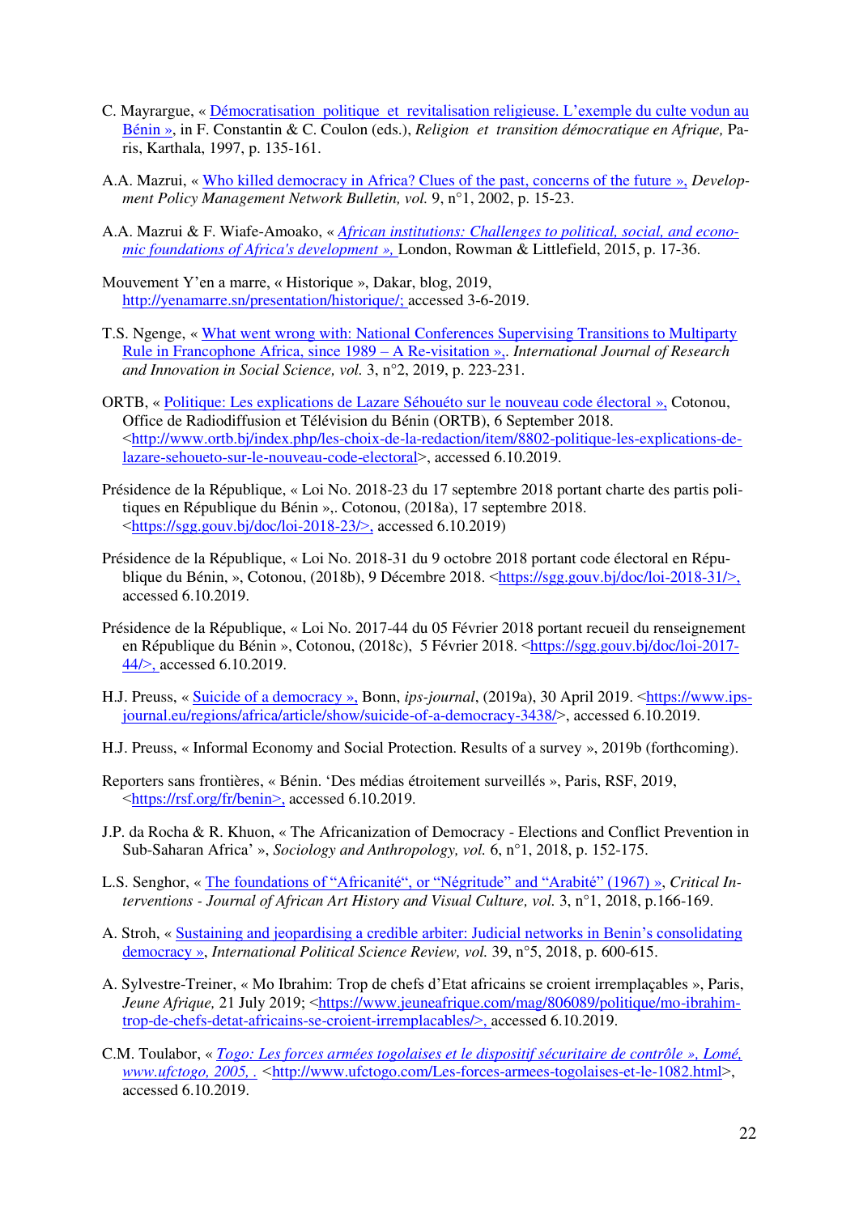C. Mayrargue, « Démocratisation politique et revitalisation religieuse. L'exemple du culte vodun au Bénin », in F. Constantin & C. Coulon (eds.), *Religion et transition démocratique en Afrique,* Paris, Karthala, 1997, p. 135-161.

A.A. Mazrui, « Who killed democracy in Africa? Clues of the past, concerns of the future », *Development Policy Management Network Bulletin, vol.* 9, n°1, 2002, p. 15-23.

A.A. Mazrui & F. Wiafe-Amoako, « *African institutions: Challenges to political, social, and economic foundations of Africa's development* », London, Rowman & Littlefield, 2015, p. 17-36.

Mouvement Y'en a marre, « Historique », Dakar, blog, 2019, http://yenamarre.sn/presentation/historique/; accessed 3-6-2019.

T.S. Ngenge, « What went wrong with: National Conferences Supervising Transitions to Multiparty Rule in Francophone Africa, since 1989 – A Re-visitation »,. *International Journal of Research and Innovation in Social Science, vol.* 3, n°2, 2019, p. 223-231.

ORTB, « Politique: Les explications de Lazare Séhouéto sur le nouveau code électoral », Cotonou, Office de Radiodiffusion et Télévision du Bénin (ORTB), 6 September 2018. <http://www.ortb.bj/index.php/les-choix-de-la-redaction/item/8802-politique-les-explications-de-lazare-sehoueto-sur-le-nouveau-code-electoral>, accessed 6.10.2019.

Présidence de la République, « Loi No. 2018-23 du 17 septembre 2018 portant charte des partis politiques en République du Bénin »,. Cotonou, (2018a), 17 septembre 2018. <https://sgg.gouv.bj/doc/loi-2018-23/>, accessed 6.10.2019)

Présidence de la République, « Loi No. 2018-31 du 9 octobre 2018 portant code électoral en République du Bénin, », Cotonou, (2018b), 9 Décembre 2018. <https://sgg.gouv.bj/doc/loi-2018-31/>, accessed 6.10.2019.

Présidence de la République, « Loi No. 2017-44 du 05 Février 2018 portant recueil du renseignement en République du Bénin », Cotonou, (2018c), 5 Février 2018. <https://sgg.gouv.bj/doc/loi-2017-44/>, accessed 6.10.2019.

H.J. Preuss, « Suicide of a democracy », Bonn, *ips-journal*, (2019a), 30 April 2019. <https://www.ips-journal.eu/regions/africa/article/show/suicide-of-a-democracy-3438/>, accessed 6.10.2019.

H.J. Preuss, « Informal Economy and Social Protection. Results of a survey », 2019b (forthcoming).

Reporters sans frontières, « Bénin. 'Des médias étroitement surveillés », Paris, RSF, 2019, <https://rsf.org/fr/benin>, accessed 6.10.2019.

J.P. da Rocha & R. Khuon, « The Africanization of Democracy - Elections and Conflict Prevention in Sub-Saharan Africa' », *Sociology and Anthropology, vol.* 6, n°1, 2018, p. 152-175.

L.S. Senghor, « The foundations of "Africanité", or "Négritude" and "Arabité" (1967) », *Critical Interventions - Journal of African Art History and Visual Culture, vol.* 3, n°1, 2018, p.166-169.

A. Stroh, « Sustaining and jeopardising a credible arbiter: Judicial networks in Benin's consolidating democracy », *International Political Science Review, vol.* 39, n°5, 2018, p. 600-615.

A. Sylvestre-Treiner, « Mo Ibrahim: Trop de chefs d'Etat africains se croient irremplaçables », Paris, *Jeune Afrique,* 21 July 2019; <https://www.jeuneafrique.com/mag/806089/politique/mo-ibrahim-trop-de-chefs-detat-africains-se-croient-irremplacables/>, accessed 6.10.2019.

C.M. Toulabor, « *Togo: Les forces armées togolaises et le dispositif sécuritaire de contrôle », Lomé, www.ufctogo, 2005, .* <http://www.ufctogo.com/Les-forces-armees-togolaises-et-le-1082.html>, accessed 6.10.2019.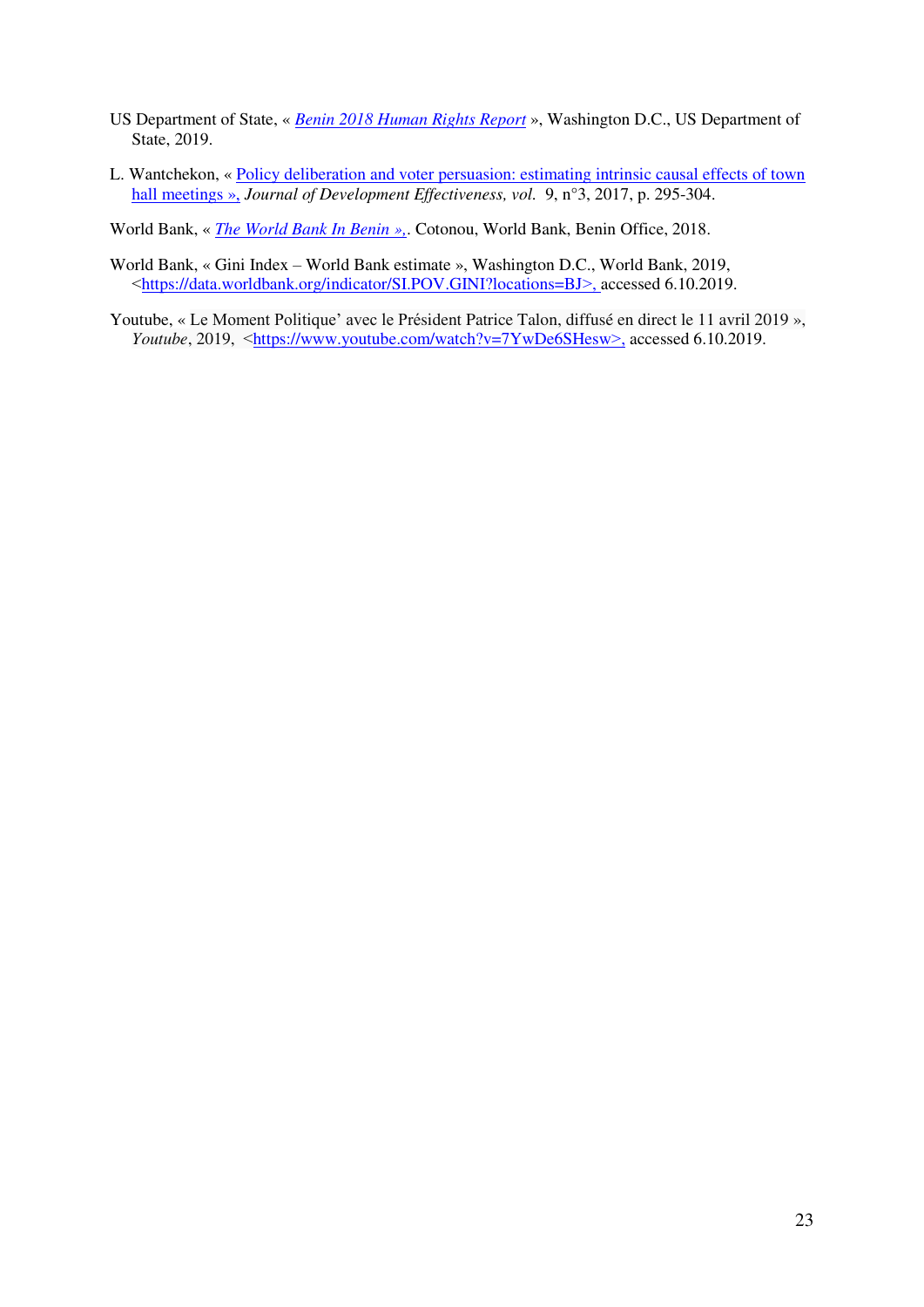US Department of State, « *Benin 2018 Human Rights Report* », Washington D.C., US Department of State, 2019.

L. Wantchekon, « Policy deliberation and voter persuasion: estimating intrinsic causal effects of town hall meetings », *Journal of Development Effectiveness, vol.* 9, n°3, 2017, p. 295-304.

World Bank, « *The World Bank In Benin »*,. Cotonou, World Bank, Benin Office, 2018.

World Bank, « Gini Index – World Bank estimate », Washington D.C., World Bank, 2019, <https://data.worldbank.org/indicator/SI.POV.GINI?locations=BJ>, accessed 6.10.2019.

Youtube, « Le Moment Politique' avec le Président Patrice Talon, diffusé en direct le 11 avril 2019 », *Youtube*, 2019, <https://www.youtube.com/watch?v=7YwDe6SHesw>, accessed 6.10.2019.